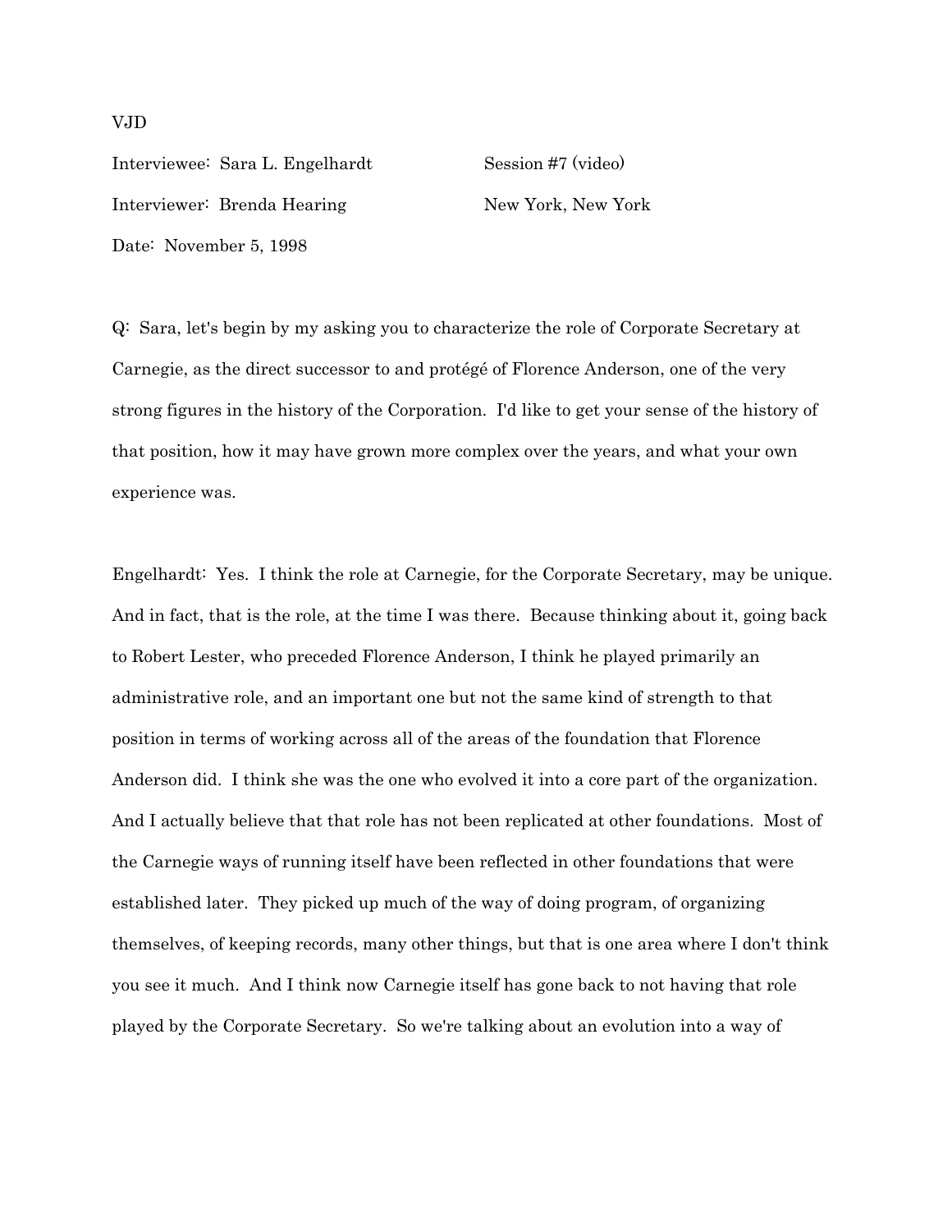VJD

Interviewee: Sara L. Engelhardt — Session #7 (video)

Interviewer: Brenda Hearing — New York, New York

Date: November 5, 1998

Q: Sara, let's begin by my asking you to characterize the role of Corporate Secretary at Carnegie, as the direct successor to and protégé of Florence Anderson, one of the very strong figures in the history of the Corporation. I'd like to get your sense of the history of that position, how it may have grown more complex over the years, and what your own experience was.

Engelhardt: Yes. I think the role at Carnegie, for the Corporate Secretary, may be unique. And in fact, that is the role, at the time I was there. Because thinking about it, going back to Robert Lester, who preceded Florence Anderson, I think he played primarily an administrative role, and an important one but not the same kind of strength to that position in terms of working across all of the areas of the foundation that Florence Anderson did. I think she was the one who evolved it into a core part of the organization. And I actually believe that that role has not been replicated at other foundations. Most of the Carnegie ways of running itself have been reflected in other foundations that were established later. They picked up much of the way of doing program, of organizing themselves, of keeping records, many other things, but that is one area where I don't think you see it much. And I think now Carnegie itself has gone back to not having that role played by the Corporate Secretary. So we're talking about an evolution into a way of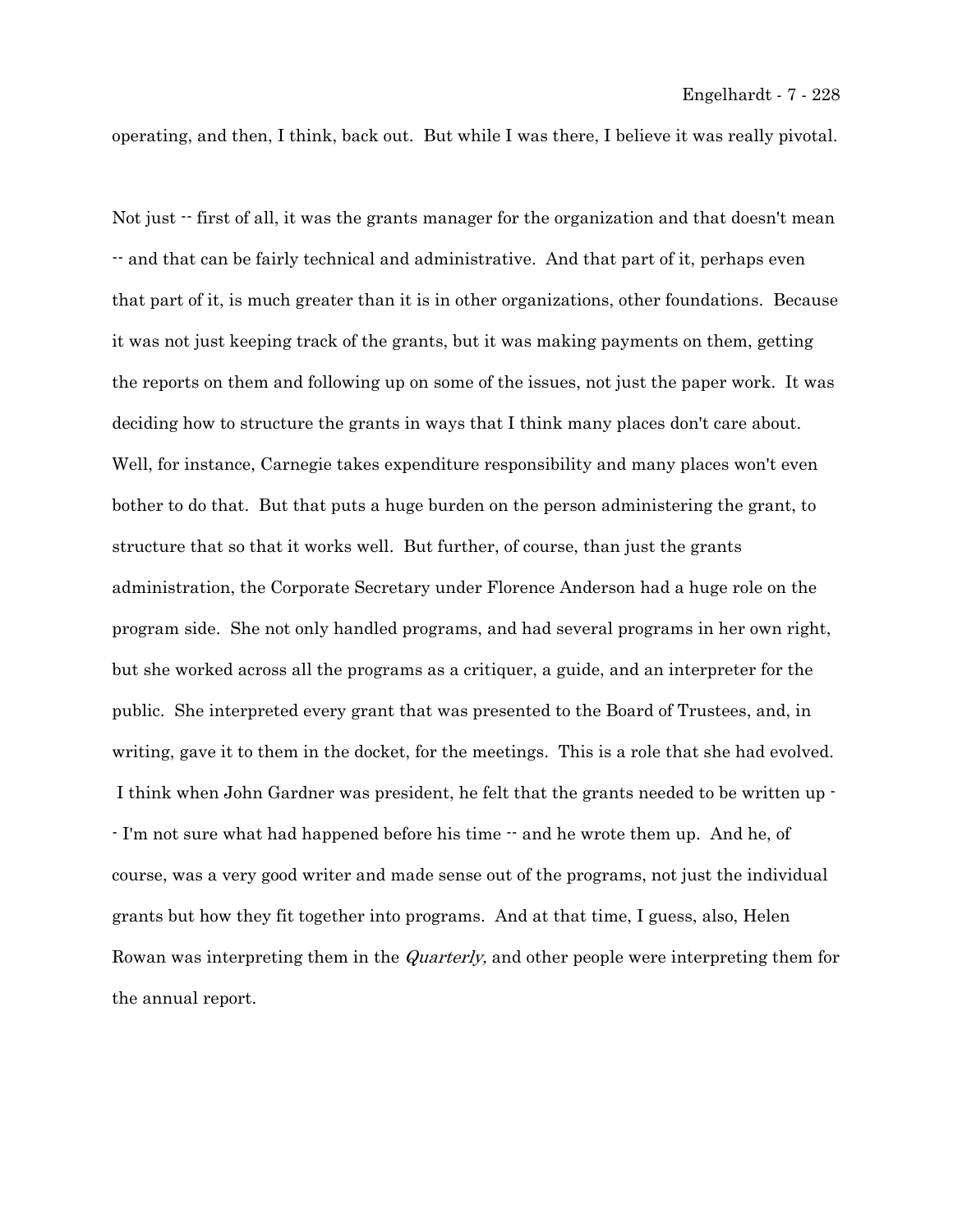operating, and then, I think, back out. But while I was there, I believe it was really pivotal.

Not just -- first of all, it was the grants manager for the organization and that doesn't mean -- and that can be fairly technical and administrative. And that part of it, perhaps even that part of it, is much greater than it is in other organizations, other foundations. Because it was not just keeping track of the grants, but it was making payments on them, getting the reports on them and following up on some of the issues, not just the paper work. It was deciding how to structure the grants in ways that I think many places don't care about. Well, for instance, Carnegie takes expenditure responsibility and many places won't even bother to do that. But that puts a huge burden on the person administering the grant, to structure that so that it works well. But further, of course, than just the grants administration, the Corporate Secretary under Florence Anderson had a huge role on the program side. She not only handled programs, and had several programs in her own right, but she worked across all the programs as a critiquer, a guide, and an interpreter for the public. She interpreted every grant that was presented to the Board of Trustees, and, in writing, gave it to them in the docket, for the meetings. This is a role that she had evolved. I think when John Gardner was president, he felt that the grants needed to be written up -- I'm not sure what had happened before his time -- and he wrote them up. And he, of course, was a very good writer and made sense out of the programs, not just the individual grants but how they fit together into programs. And at that time, I guess, also, Helen Rowan was interpreting them in the *Quarterly,* and other people were interpreting them for the annual report.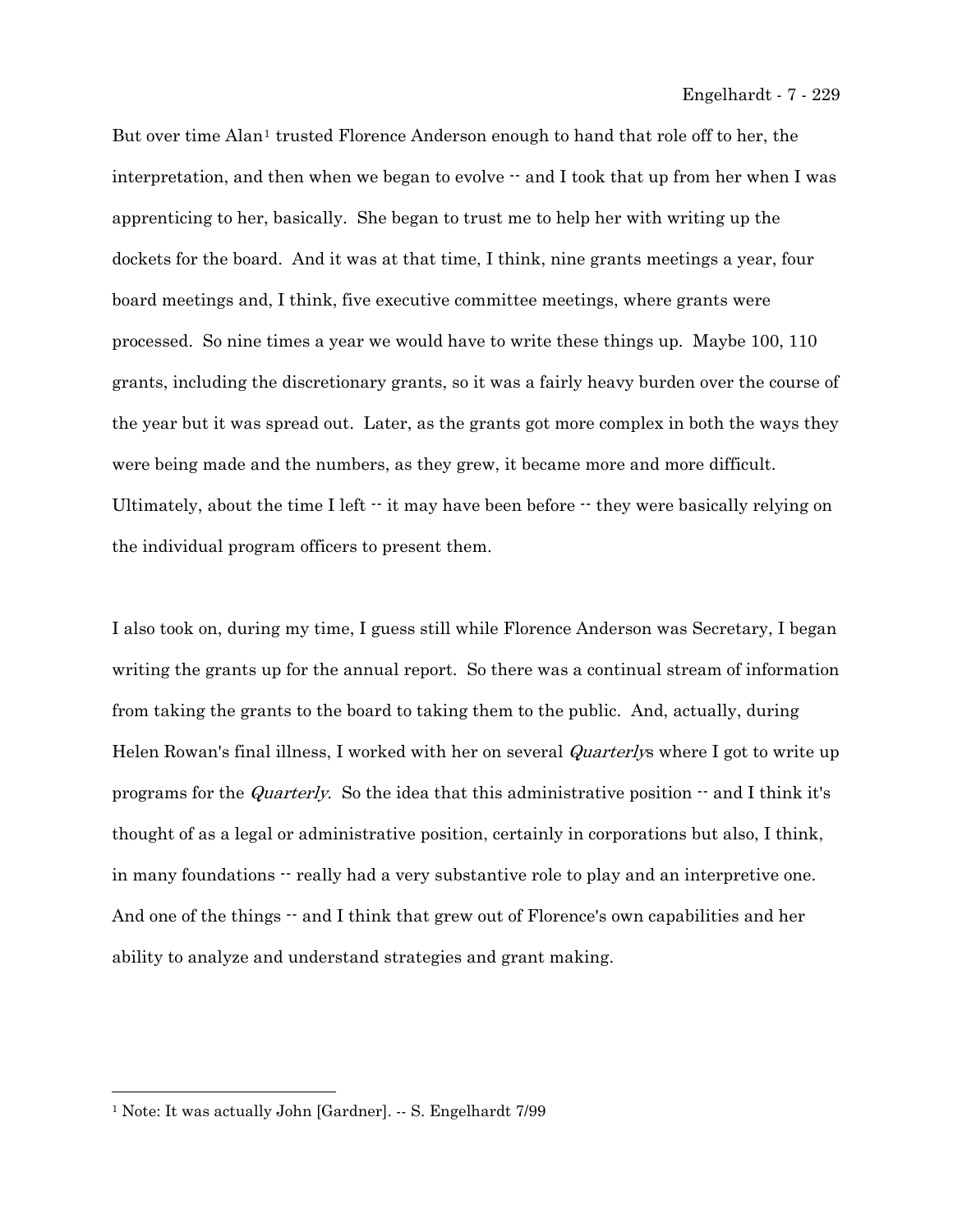But over time Alan[1] trusted Florence Anderson enough to hand that role off to her, the interpretation, and then when we began to evolve -- and I took that up from her when I was apprenticing to her, basically. She began to trust me to help her with writing up the dockets for the board. And it was at that time, I think, nine grants meetings a year, four board meetings and, I think, five executive committee meetings, where grants were processed. So nine times a year we would have to write these things up. Maybe 100, 110 grants, including the discretionary grants, so it was a fairly heavy burden over the course of the year but it was spread out. Later, as the grants got more complex in both the ways they were being made and the numbers, as they grew, it became more and more difficult. Ultimately, about the time I left -- it may have been before -- they were basically relying on the individual program officers to present them.

I also took on, during my time, I guess still while Florence Anderson was Secretary, I began writing the grants up for the annual report. So there was a continual stream of information from taking the grants to the board to taking them to the public. And, actually, during Helen Rowan's final illness, I worked with her on several *Quarterly*s where I got to write up programs for the *Quarterly*. So the idea that this administrative position -- and I think it's thought of as a legal or administrative position, certainly in corporations but also, I think, in many foundations -- really had a very substantive role to play and an interpretive one. And one of the things -- and I think that grew out of Florence's own capabilities and her ability to analyze and understand strategies and grant making.

---

[1] Note: It was actually John [Gardner]. -- S. Engelhardt 7/99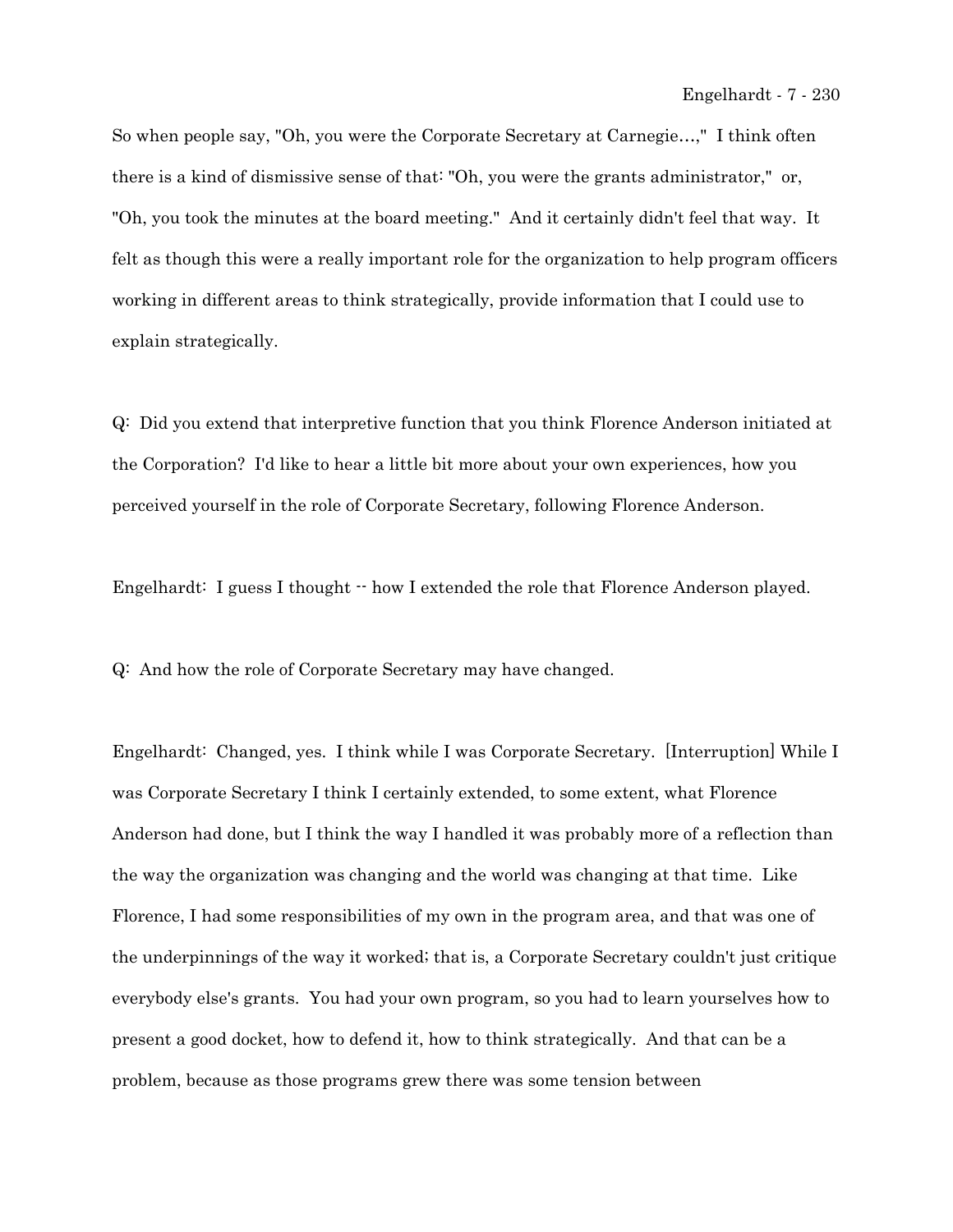So when people say, "Oh, you were the Corporate Secretary at Carnegie…," I think often there is a kind of dismissive sense of that: "Oh, you were the grants administrator," or, "Oh, you took the minutes at the board meeting." And it certainly didn't feel that way. It felt as though this were a really important role for the organization to help program officers working in different areas to think strategically, provide information that I could use to explain strategically.

Q: Did you extend that interpretive function that you think Florence Anderson initiated at the Corporation? I'd like to hear a little bit more about your own experiences, how you perceived yourself in the role of Corporate Secretary, following Florence Anderson.

Engelhardt: I guess I thought -- how I extended the role that Florence Anderson played.

Q: And how the role of Corporate Secretary may have changed.

Engelhardt: Changed, yes. I think while I was Corporate Secretary. [Interruption] While I was Corporate Secretary I think I certainly extended, to some extent, what Florence Anderson had done, but I think the way I handled it was probably more of a reflection than the way the organization was changing and the world was changing at that time. Like Florence, I had some responsibilities of my own in the program area, and that was one of the underpinnings of the way it worked; that is, a Corporate Secretary couldn't just critique everybody else's grants. You had your own program, so you had to learn yourselves how to present a good docket, how to defend it, how to think strategically. And that can be a problem, because as those programs grew there was some tension between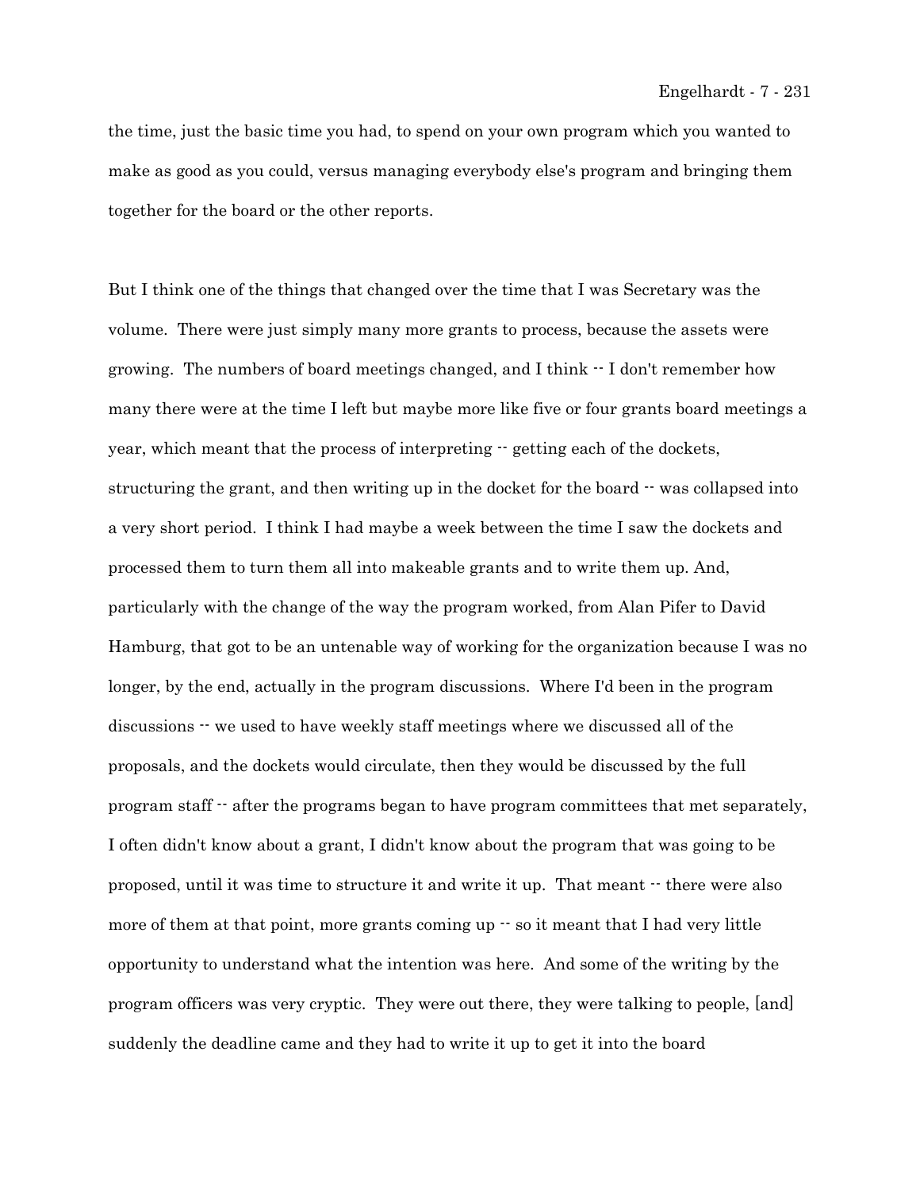the time, just the basic time you had, to spend on your own program which you wanted to make as good as you could, versus managing everybody else's program and bringing them together for the board or the other reports.

But I think one of the things that changed over the time that I was Secretary was the volume. There were just simply many more grants to process, because the assets were growing. The numbers of board meetings changed, and I think -- I don't remember how many there were at the time I left but maybe more like five or four grants board meetings a year, which meant that the process of interpreting -- getting each of the dockets, structuring the grant, and then writing up in the docket for the board -- was collapsed into a very short period. I think I had maybe a week between the time I saw the dockets and processed them to turn them all into makeable grants and to write them up. And, particularly with the change of the way the program worked, from Alan Pifer to David Hamburg, that got to be an untenable way of working for the organization because I was no longer, by the end, actually in the program discussions. Where I'd been in the program discussions -- we used to have weekly staff meetings where we discussed all of the proposals, and the dockets would circulate, then they would be discussed by the full program staff -- after the programs began to have program committees that met separately, I often didn't know about a grant, I didn't know about the program that was going to be proposed, until it was time to structure it and write it up. That meant -- there were also more of them at that point, more grants coming up -- so it meant that I had very little opportunity to understand what the intention was here. And some of the writing by the program officers was very cryptic. They were out there, they were talking to people, [and] suddenly the deadline came and they had to write it up to get it into the board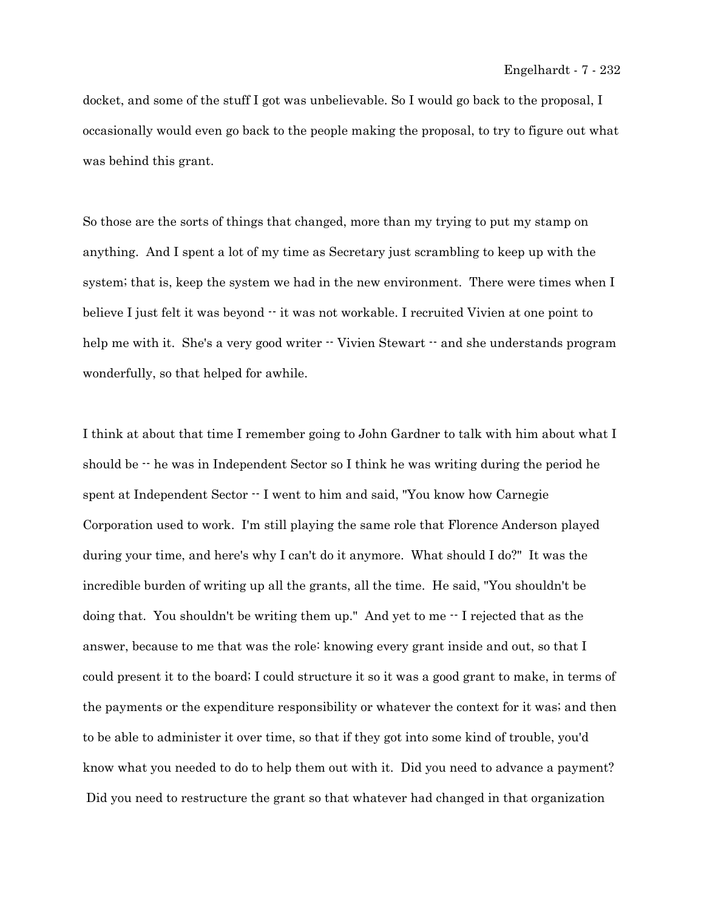docket, and some of the stuff I got was unbelievable. So I would go back to the proposal, I occasionally would even go back to the people making the proposal, to try to figure out what was behind this grant.

So those are the sorts of things that changed, more than my trying to put my stamp on anything. And I spent a lot of my time as Secretary just scrambling to keep up with the system; that is, keep the system we had in the new environment. There were times when I believe I just felt it was beyond -- it was not workable. I recruited Vivien at one point to help me with it. She's a very good writer -- Vivien Stewart -- and she understands program wonderfully, so that helped for awhile.

I think at about that time I remember going to John Gardner to talk with him about what I should be -- he was in Independent Sector so I think he was writing during the period he spent at Independent Sector -- I went to him and said, "You know how Carnegie Corporation used to work. I'm still playing the same role that Florence Anderson played during your time, and here's why I can't do it anymore. What should I do?" It was the incredible burden of writing up all the grants, all the time. He said, "You shouldn't be doing that. You shouldn't be writing them up." And yet to me -- I rejected that as the answer, because to me that was the role: knowing every grant inside and out, so that I could present it to the board; I could structure it so it was a good grant to make, in terms of the payments or the expenditure responsibility or whatever the context for it was; and then to be able to administer it over time, so that if they got into some kind of trouble, you'd know what you needed to do to help them out with it. Did you need to advance a payment? Did you need to restructure the grant so that whatever had changed in that organization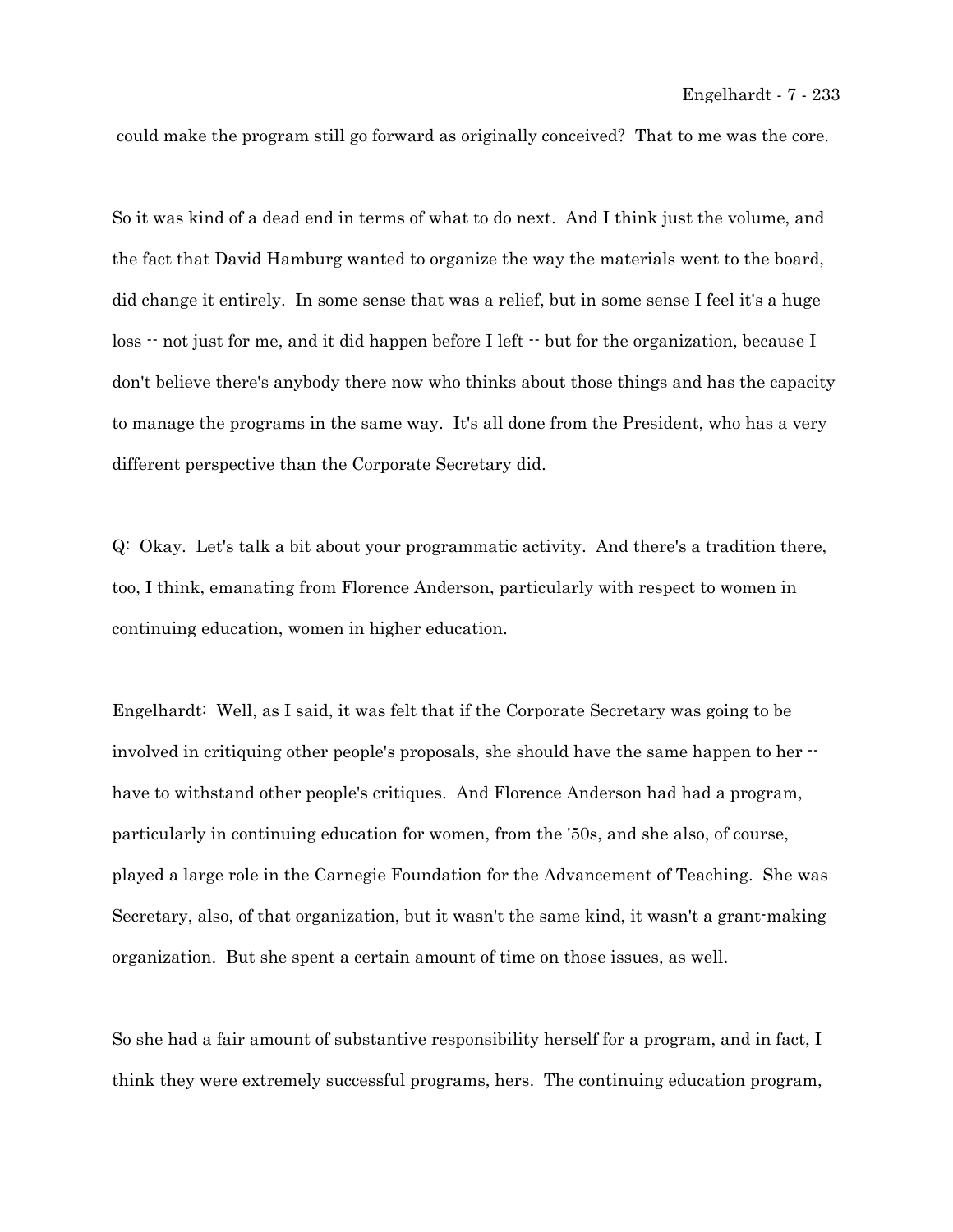could make the program still go forward as originally conceived? That to me was the core.

So it was kind of a dead end in terms of what to do next. And I think just the volume, and the fact that David Hamburg wanted to organize the way the materials went to the board, did change it entirely. In some sense that was a relief, but in some sense I feel it's a huge loss -- not just for me, and it did happen before I left -- but for the organization, because I don't believe there's anybody there now who thinks about those things and has the capacity to manage the programs in the same way. It's all done from the President, who has a very different perspective than the Corporate Secretary did.

Q: Okay. Let's talk a bit about your programmatic activity. And there's a tradition there, too, I think, emanating from Florence Anderson, particularly with respect to women in continuing education, women in higher education.

Engelhardt: Well, as I said, it was felt that if the Corporate Secretary was going to be involved in critiquing other people's proposals, she should have the same happen to her -- have to withstand other people's critiques. And Florence Anderson had had a program, particularly in continuing education for women, from the '50s, and she also, of course, played a large role in the Carnegie Foundation for the Advancement of Teaching. She was Secretary, also, of that organization, but it wasn't the same kind, it wasn't a grant-making organization. But she spent a certain amount of time on those issues, as well.

So she had a fair amount of substantive responsibility herself for a program, and in fact, I think they were extremely successful programs, hers. The continuing education program,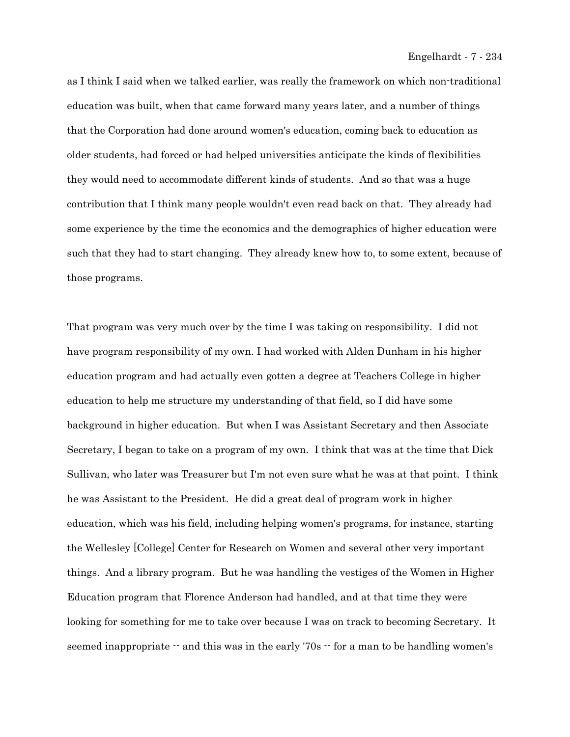as I think I said when we talked earlier, was really the framework on which non-traditional education was built, when that came forward many years later, and a number of things that the Corporation had done around women's education, coming back to education as older students, had forced or had helped universities anticipate the kinds of flexibilities they would need to accommodate different kinds of students. And so that was a huge contribution that I think many people wouldn't even read back on that. They already had some experience by the time the economics and the demographics of higher education were such that they had to start changing. They already knew how to, to some extent, because of those programs.

That program was very much over by the time I was taking on responsibility. I did not have program responsibility of my own. I had worked with Alden Dunham in his higher education program and had actually even gotten a degree at Teachers College in higher education to help me structure my understanding of that field, so I did have some background in higher education. But when I was Assistant Secretary and then Associate Secretary, I began to take on a program of my own. I think that was at the time that Dick Sullivan, who later was Treasurer but I'm not even sure what he was at that point. I think he was Assistant to the President. He did a great deal of program work in higher education, which was his field, including helping women's programs, for instance, starting the Wellesley [College] Center for Research on Women and several other very important things. And a library program. But he was handling the vestiges of the Women in Higher Education program that Florence Anderson had handled, and at that time they were looking for something for me to take over because I was on track to becoming Secretary. It seemed inappropriate -- and this was in the early '70s -- for a man to be handling women's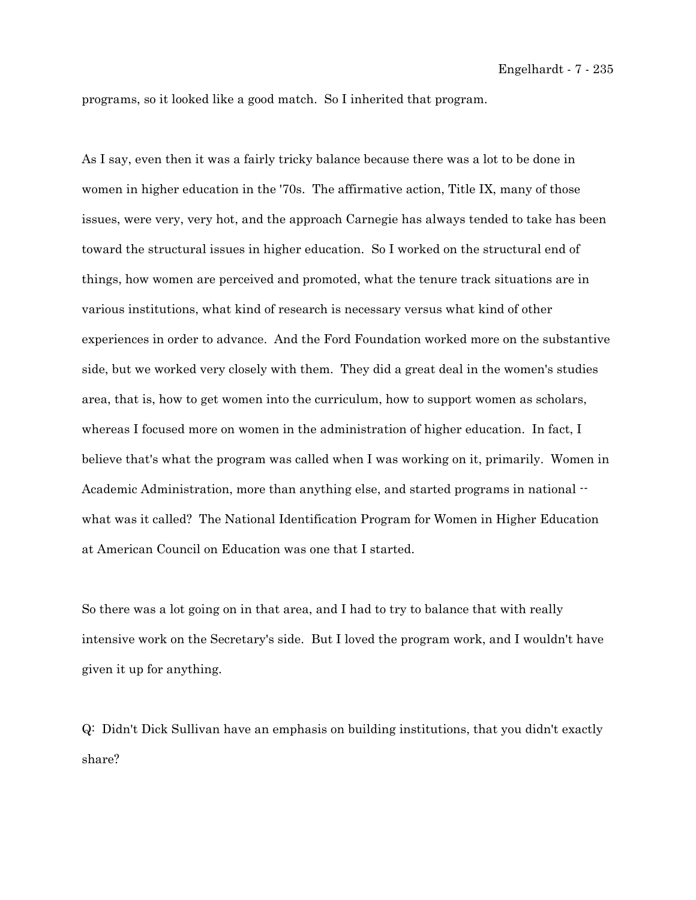programs, so it looked like a good match. So I inherited that program.

As I say, even then it was a fairly tricky balance because there was a lot to be done in women in higher education in the '70s. The affirmative action, Title IX, many of those issues, were very, very hot, and the approach Carnegie has always tended to take has been toward the structural issues in higher education. So I worked on the structural end of things, how women are perceived and promoted, what the tenure track situations are in various institutions, what kind of research is necessary versus what kind of other experiences in order to advance. And the Ford Foundation worked more on the substantive side, but we worked very closely with them. They did a great deal in the women's studies area, that is, how to get women into the curriculum, how to support women as scholars, whereas I focused more on women in the administration of higher education. In fact, I believe that's what the program was called when I was working on it, primarily. Women in Academic Administration, more than anything else, and started programs in national -- what was it called? The National Identification Program for Women in Higher Education at American Council on Education was one that I started.

So there was a lot going on in that area, and I had to try to balance that with really intensive work on the Secretary's side. But I loved the program work, and I wouldn't have given it up for anything.

Q: Didn't Dick Sullivan have an emphasis on building institutions, that you didn't exactly share?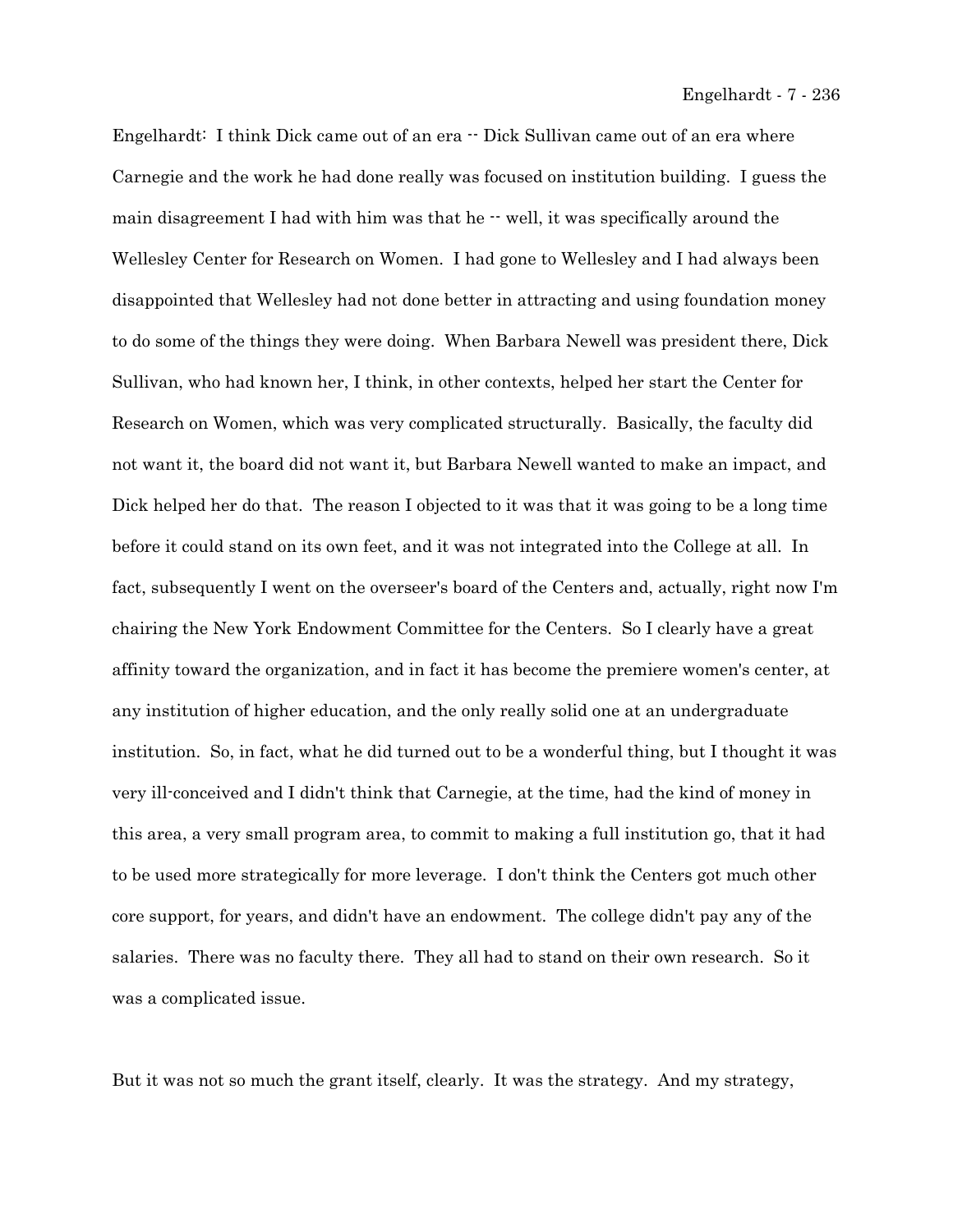Engelhardt: I think Dick came out of an era -- Dick Sullivan came out of an era where Carnegie and the work he had done really was focused on institution building. I guess the main disagreement I had with him was that he -- well, it was specifically around the Wellesley Center for Research on Women. I had gone to Wellesley and I had always been disappointed that Wellesley had not done better in attracting and using foundation money to do some of the things they were doing. When Barbara Newell was president there, Dick Sullivan, who had known her, I think, in other contexts, helped her start the Center for Research on Women, which was very complicated structurally. Basically, the faculty did not want it, the board did not want it, but Barbara Newell wanted to make an impact, and Dick helped her do that. The reason I objected to it was that it was going to be a long time before it could stand on its own feet, and it was not integrated into the College at all. In fact, subsequently I went on the overseer's board of the Centers and, actually, right now I'm chairing the New York Endowment Committee for the Centers. So I clearly have a great affinity toward the organization, and in fact it has become the premiere women's center, at any institution of higher education, and the only really solid one at an undergraduate institution. So, in fact, what he did turned out to be a wonderful thing, but I thought it was very ill-conceived and I didn't think that Carnegie, at the time, had the kind of money in this area, a very small program area, to commit to making a full institution go, that it had to be used more strategically for more leverage. I don't think the Centers got much other core support, for years, and didn't have an endowment. The college didn't pay any of the salaries. There was no faculty there. They all had to stand on their own research. So it was a complicated issue.

But it was not so much the grant itself, clearly. It was the strategy. And my strategy,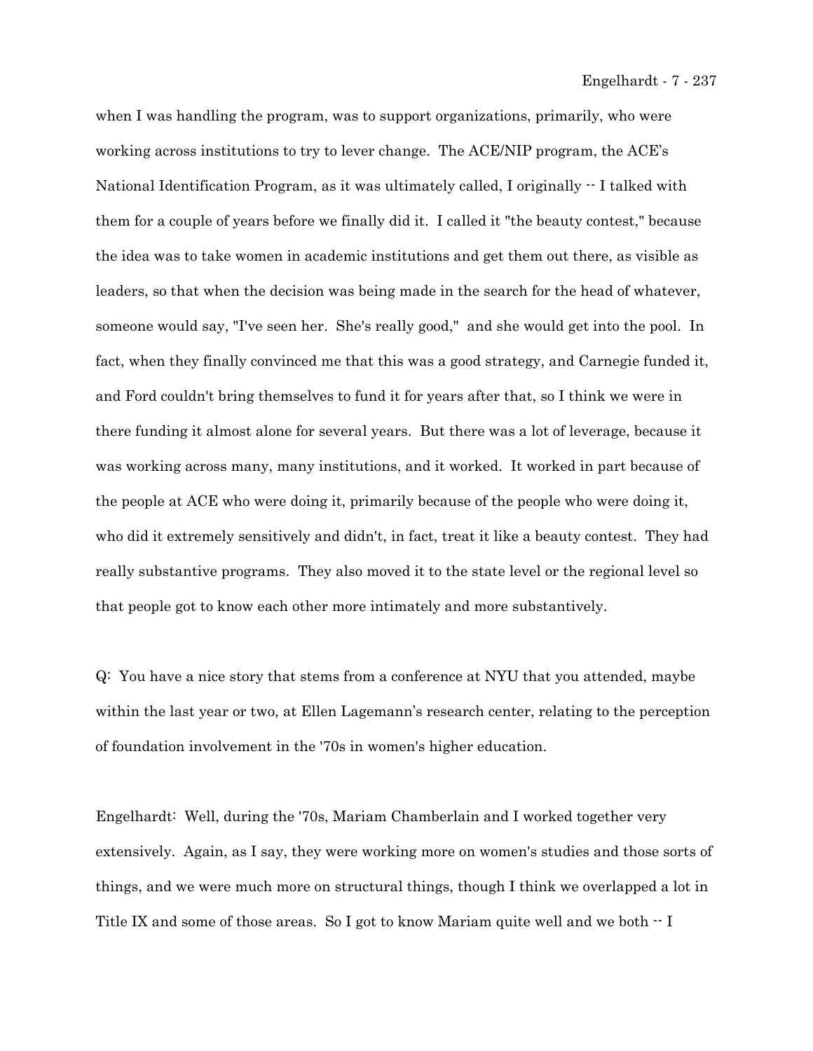when I was handling the program, was to support organizations, primarily, who were working across institutions to try to lever change. The ACE/NIP program, the ACE's National Identification Program, as it was ultimately called, I originally -- I talked with them for a couple of years before we finally did it. I called it "the beauty contest," because the idea was to take women in academic institutions and get them out there, as visible as leaders, so that when the decision was being made in the search for the head of whatever, someone would say, "I've seen her. She's really good," and she would get into the pool. In fact, when they finally convinced me that this was a good strategy, and Carnegie funded it, and Ford couldn't bring themselves to fund it for years after that, so I think we were in there funding it almost alone for several years. But there was a lot of leverage, because it was working across many, many institutions, and it worked. It worked in part because of the people at ACE who were doing it, primarily because of the people who were doing it, who did it extremely sensitively and didn't, in fact, treat it like a beauty contest. They had really substantive programs. They also moved it to the state level or the regional level so that people got to know each other more intimately and more substantively.

Q: You have a nice story that stems from a conference at NYU that you attended, maybe within the last year or two, at Ellen Lagemann's research center, relating to the perception of foundation involvement in the '70s in women's higher education.

Engelhardt: Well, during the '70s, Mariam Chamberlain and I worked together very extensively. Again, as I say, they were working more on women's studies and those sorts of things, and we were much more on structural things, though I think we overlapped a lot in Title IX and some of those areas. So I got to know Mariam quite well and we both -- I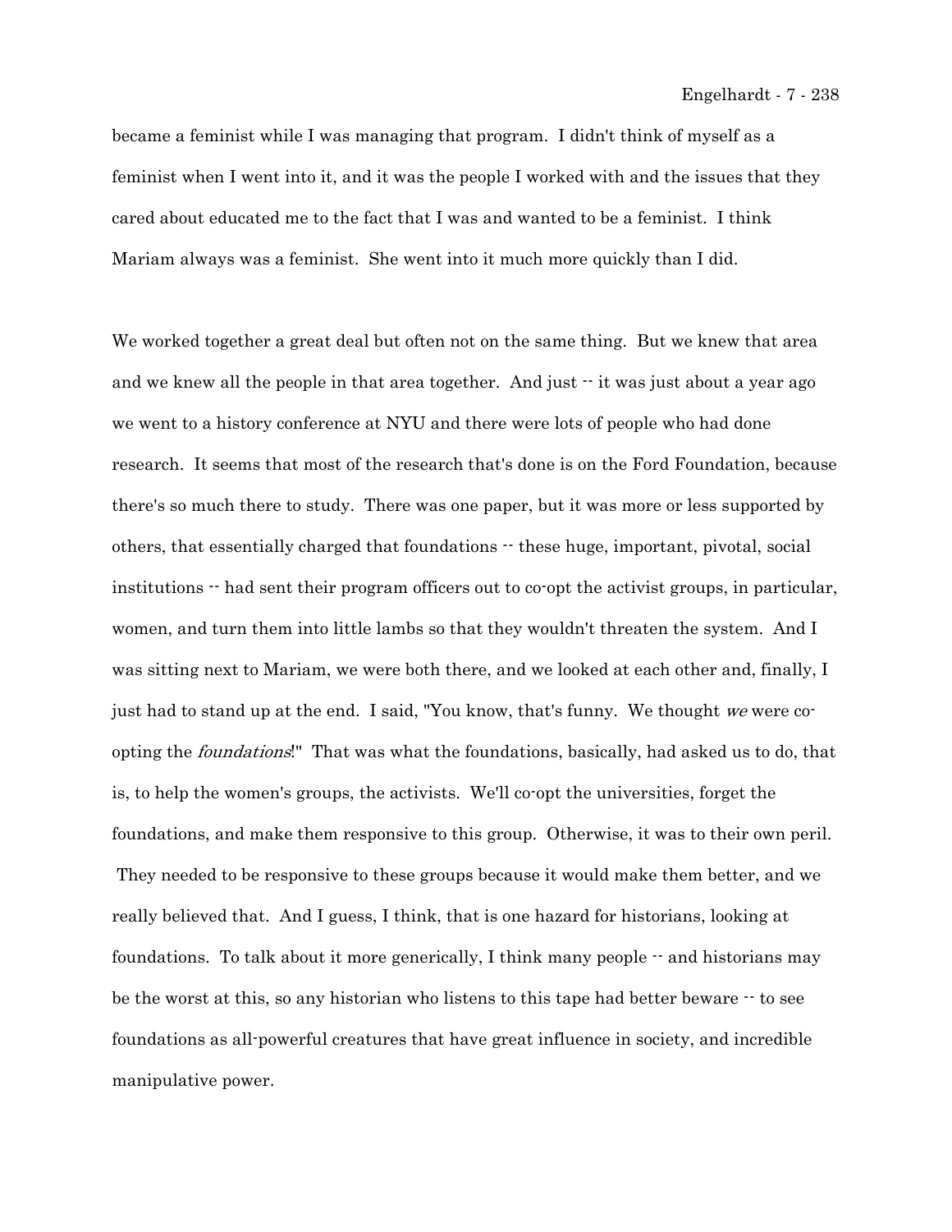became a feminist while I was managing that program. I didn't think of myself as a feminist when I went into it, and it was the people I worked with and the issues that they cared about educated me to the fact that I was and wanted to be a feminist. I think Mariam always was a feminist. She went into it much more quickly than I did.

We worked together a great deal but often not on the same thing. But we knew that area and we knew all the people in that area together. And just -- it was just about a year ago we went to a history conference at NYU and there were lots of people who had done research. It seems that most of the research that's done is on the Ford Foundation, because there's so much there to study. There was one paper, but it was more or less supported by others, that essentially charged that foundations -- these huge, important, pivotal, social institutions -- had sent their program officers out to co-opt the activist groups, in particular, women, and turn them into little lambs so that they wouldn't threaten the system. And I was sitting next to Mariam, we were both there, and we looked at each other and, finally, I just had to stand up at the end. I said, "You know, that's funny. We thought *we* were co-opting the *foundations*!" That was what the foundations, basically, had asked us to do, that is, to help the women's groups, the activists. We'll co-opt the universities, forget the foundations, and make them responsive to this group. Otherwise, it was to their own peril. They needed to be responsive to these groups because it would make them better, and we really believed that. And I guess, I think, that is one hazard for historians, looking at foundations. To talk about it more generically, I think many people -- and historians may be the worst at this, so any historian who listens to this tape had better beware -- to see foundations as all-powerful creatures that have great influence in society, and incredible manipulative power.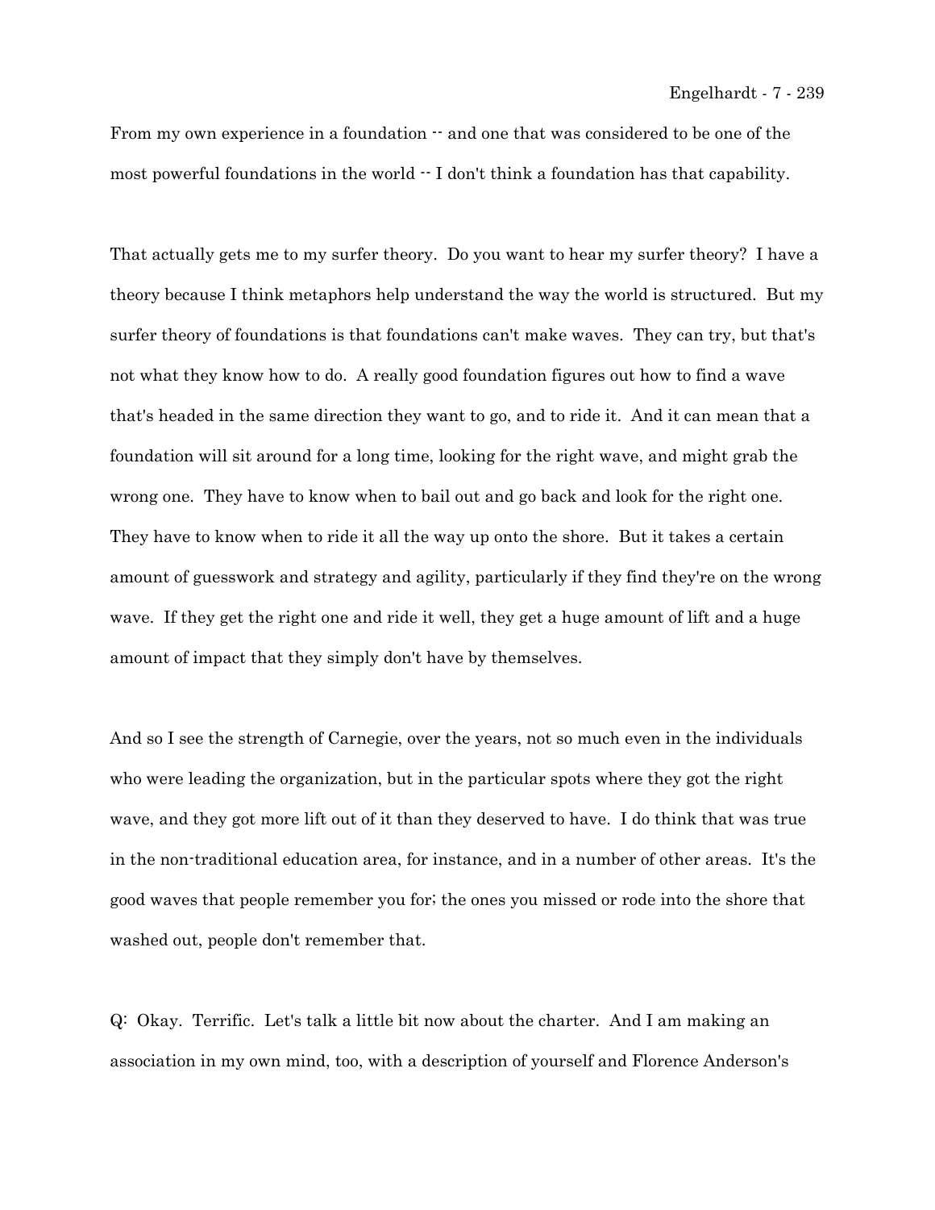From my own experience in a foundation -- and one that was considered to be one of the most powerful foundations in the world -- I don't think a foundation has that capability.

That actually gets me to my surfer theory. Do you want to hear my surfer theory? I have a theory because I think metaphors help understand the way the world is structured. But my surfer theory of foundations is that foundations can't make waves. They can try, but that's not what they know how to do. A really good foundation figures out how to find a wave that's headed in the same direction they want to go, and to ride it. And it can mean that a foundation will sit around for a long time, looking for the right wave, and might grab the wrong one. They have to know when to bail out and go back and look for the right one. They have to know when to ride it all the way up onto the shore. But it takes a certain amount of guesswork and strategy and agility, particularly if they find they're on the wrong wave. If they get the right one and ride it well, they get a huge amount of lift and a huge amount of impact that they simply don't have by themselves.

And so I see the strength of Carnegie, over the years, not so much even in the individuals who were leading the organization, but in the particular spots where they got the right wave, and they got more lift out of it than they deserved to have. I do think that was true in the non-traditional education area, for instance, and in a number of other areas. It's the good waves that people remember you for; the ones you missed or rode into the shore that washed out, people don't remember that.

Q: Okay. Terrific. Let's talk a little bit now about the charter. And I am making an association in my own mind, too, with a description of yourself and Florence Anderson's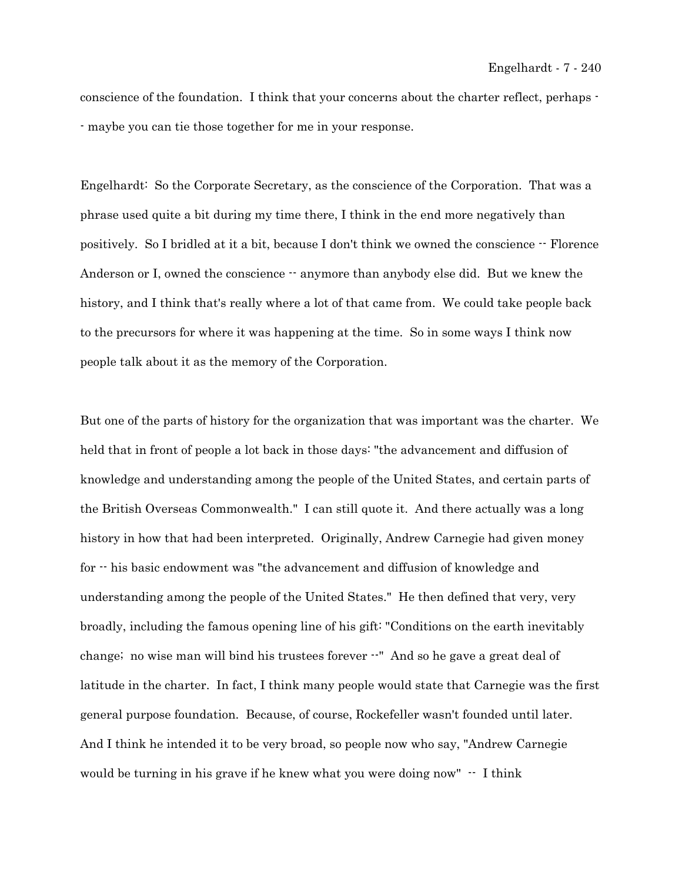conscience of the foundation. I think that your concerns about the charter reflect, perhaps -- maybe you can tie those together for me in your response.

Engelhardt: So the Corporate Secretary, as the conscience of the Corporation. That was a phrase used quite a bit during my time there, I think in the end more negatively than positively. So I bridled at it a bit, because I don't think we owned the conscience -- Florence Anderson or I, owned the conscience -- anymore than anybody else did. But we knew the history, and I think that's really where a lot of that came from. We could take people back to the precursors for where it was happening at the time. So in some ways I think now people talk about it as the memory of the Corporation.

But one of the parts of history for the organization that was important was the charter. We held that in front of people a lot back in those days: "the advancement and diffusion of knowledge and understanding among the people of the United States, and certain parts of the British Overseas Commonwealth." I can still quote it. And there actually was a long history in how that had been interpreted. Originally, Andrew Carnegie had given money for -- his basic endowment was "the advancement and diffusion of knowledge and understanding among the people of the United States." He then defined that very, very broadly, including the famous opening line of his gift: "Conditions on the earth inevitably change; no wise man will bind his trustees forever --" And so he gave a great deal of latitude in the charter. In fact, I think many people would state that Carnegie was the first general purpose foundation. Because, of course, Rockefeller wasn't founded until later. And I think he intended it to be very broad, so people now who say, "Andrew Carnegie would be turning in his grave if he knew what you were doing now" -- I think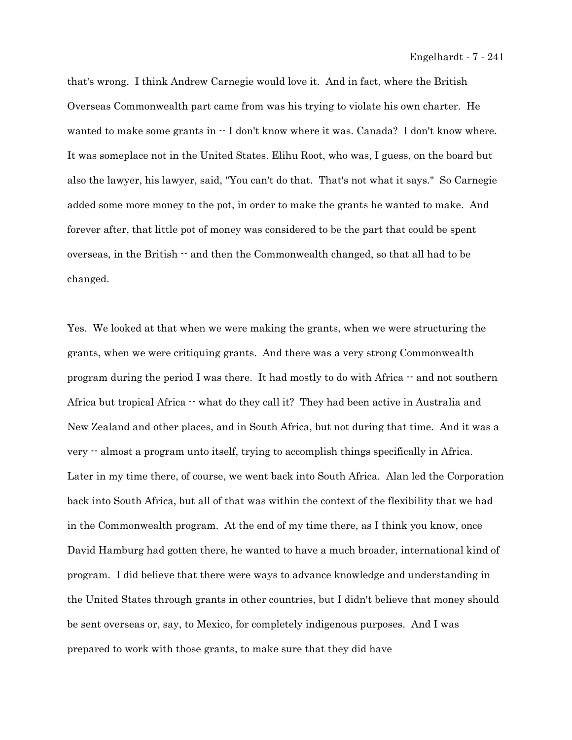that's wrong. I think Andrew Carnegie would love it. And in fact, where the British Overseas Commonwealth part came from was his trying to violate his own charter. He wanted to make some grants in -- I don't know where it was. Canada? I don't know where. It was someplace not in the United States. Elihu Root, who was, I guess, on the board but also the lawyer, his lawyer, said, "You can't do that. That's not what it says." So Carnegie added some more money to the pot, in order to make the grants he wanted to make. And forever after, that little pot of money was considered to be the part that could be spent overseas, in the British -- and then the Commonwealth changed, so that all had to be changed.

Yes. We looked at that when we were making the grants, when we were structuring the grants, when we were critiquing grants. And there was a very strong Commonwealth program during the period I was there. It had mostly to do with Africa -- and not southern Africa but tropical Africa -- what do they call it? They had been active in Australia and New Zealand and other places, and in South Africa, but not during that time. And it was a very -- almost a program unto itself, trying to accomplish things specifically in Africa. Later in my time there, of course, we went back into South Africa. Alan led the Corporation back into South Africa, but all of that was within the context of the flexibility that we had in the Commonwealth program. At the end of my time there, as I think you know, once David Hamburg had gotten there, he wanted to have a much broader, international kind of program. I did believe that there were ways to advance knowledge and understanding in the United States through grants in other countries, but I didn't believe that money should be sent overseas or, say, to Mexico, for completely indigenous purposes. And I was prepared to work with those grants, to make sure that they did have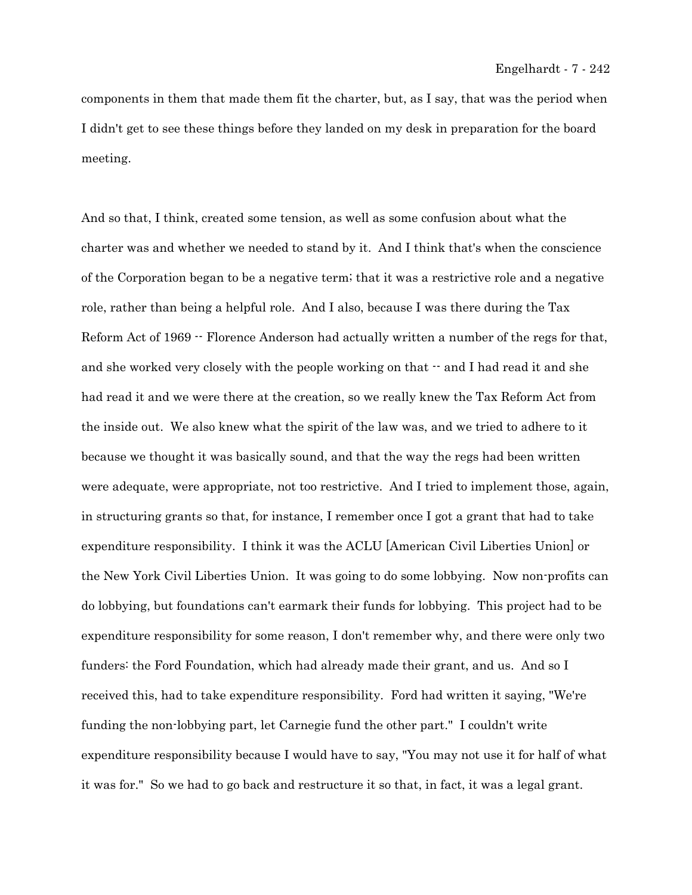components in them that made them fit the charter, but, as I say, that was the period when I didn't get to see these things before they landed on my desk in preparation for the board meeting.

And so that, I think, created some tension, as well as some confusion about what the charter was and whether we needed to stand by it. And I think that's when the conscience of the Corporation began to be a negative term; that it was a restrictive role and a negative role, rather than being a helpful role. And I also, because I was there during the Tax Reform Act of 1969 -- Florence Anderson had actually written a number of the regs for that, and she worked very closely with the people working on that -- and I had read it and she had read it and we were there at the creation, so we really knew the Tax Reform Act from the inside out. We also knew what the spirit of the law was, and we tried to adhere to it because we thought it was basically sound, and that the way the regs had been written were adequate, were appropriate, not too restrictive. And I tried to implement those, again, in structuring grants so that, for instance, I remember once I got a grant that had to take expenditure responsibility. I think it was the ACLU [American Civil Liberties Union] or the New York Civil Liberties Union. It was going to do some lobbying. Now non-profits can do lobbying, but foundations can't earmark their funds for lobbying. This project had to be expenditure responsibility for some reason, I don't remember why, and there were only two funders: the Ford Foundation, which had already made their grant, and us. And so I received this, had to take expenditure responsibility. Ford had written it saying, "We're funding the non-lobbying part, let Carnegie fund the other part." I couldn't write expenditure responsibility because I would have to say, "You may not use it for half of what it was for." So we had to go back and restructure it so that, in fact, it was a legal grant.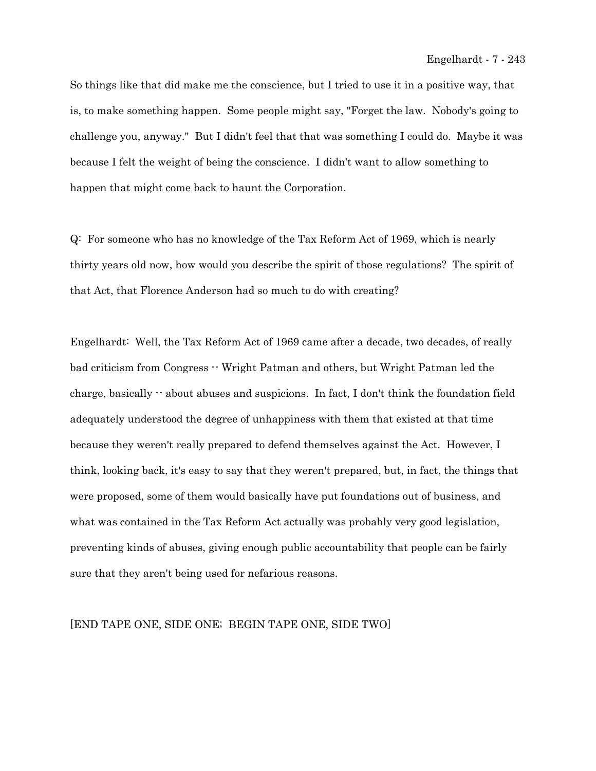So things like that did make me the conscience, but I tried to use it in a positive way, that is, to make something happen. Some people might say, "Forget the law. Nobody's going to challenge you, anyway." But I didn't feel that that was something I could do. Maybe it was because I felt the weight of being the conscience. I didn't want to allow something to happen that might come back to haunt the Corporation.

Q: For someone who has no knowledge of the Tax Reform Act of 1969, which is nearly thirty years old now, how would you describe the spirit of those regulations? The spirit of that Act, that Florence Anderson had so much to do with creating?

Engelhardt: Well, the Tax Reform Act of 1969 came after a decade, two decades, of really bad criticism from Congress -- Wright Patman and others, but Wright Patman led the charge, basically -- about abuses and suspicions. In fact, I don't think the foundation field adequately understood the degree of unhappiness with them that existed at that time because they weren't really prepared to defend themselves against the Act. However, I think, looking back, it's easy to say that they weren't prepared, but, in fact, the things that were proposed, some of them would basically have put foundations out of business, and what was contained in the Tax Reform Act actually was probably very good legislation, preventing kinds of abuses, giving enough public accountability that people can be fairly sure that they aren't being used for nefarious reasons.

[END TAPE ONE, SIDE ONE; BEGIN TAPE ONE, SIDE TWO]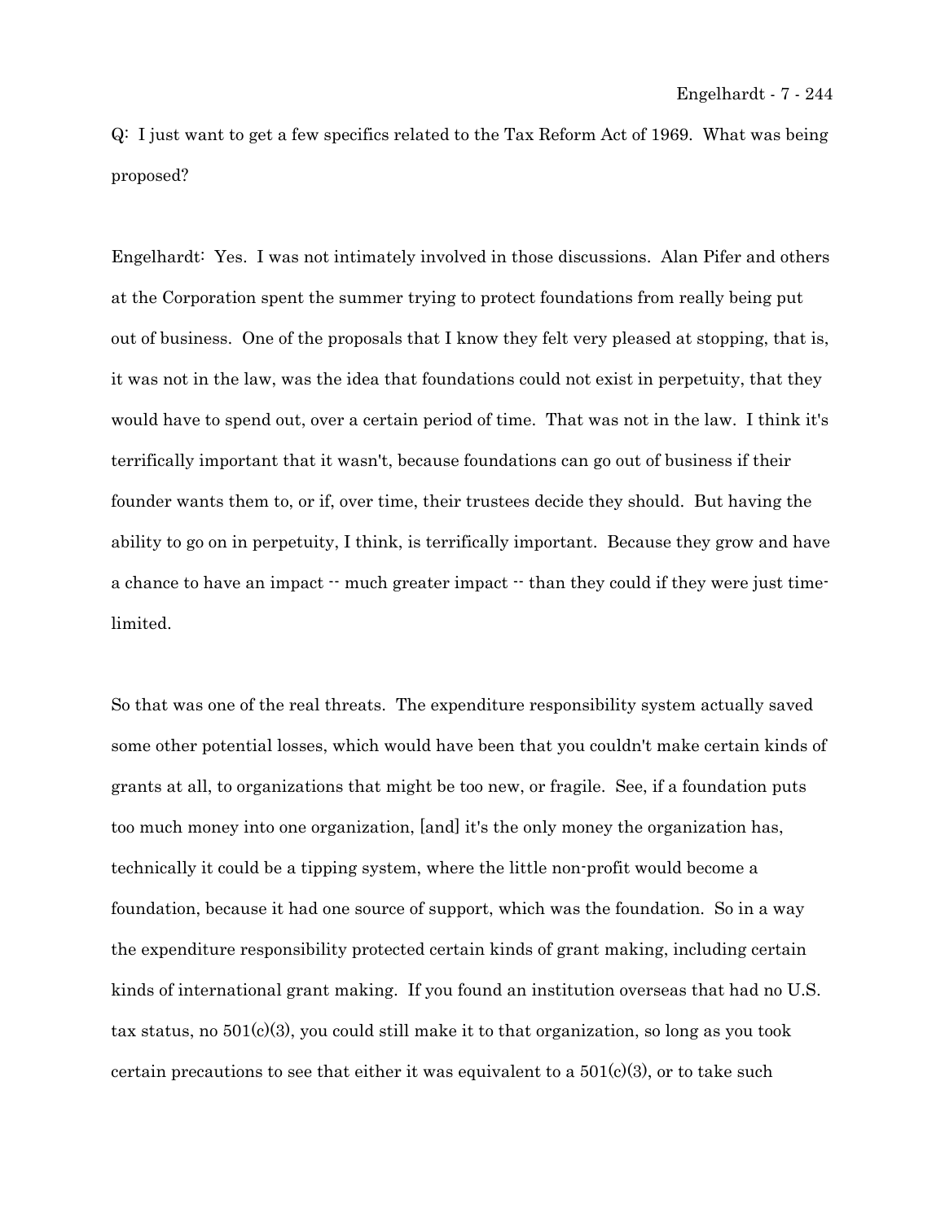Q: I just want to get a few specifics related to the Tax Reform Act of 1969. What was being proposed?

Engelhardt: Yes. I was not intimately involved in those discussions. Alan Pifer and others at the Corporation spent the summer trying to protect foundations from really being put out of business. One of the proposals that I know they felt very pleased at stopping, that is, it was not in the law, was the idea that foundations could not exist in perpetuity, that they would have to spend out, over a certain period of time. That was not in the law. I think it's terrifically important that it wasn't, because foundations can go out of business if their founder wants them to, or if, over time, their trustees decide they should. But having the ability to go on in perpetuity, I think, is terrifically important. Because they grow and have a chance to have an impact -- much greater impact -- than they could if they were just time-limited.

So that was one of the real threats. The expenditure responsibility system actually saved some other potential losses, which would have been that you couldn't make certain kinds of grants at all, to organizations that might be too new, or fragile. See, if a foundation puts too much money into one organization, [and] it's the only money the organization has, technically it could be a tipping system, where the little non-profit would become a foundation, because it had one source of support, which was the foundation. So in a way the expenditure responsibility protected certain kinds of grant making, including certain kinds of international grant making. If you found an institution overseas that had no U.S. tax status, no 501(c)(3), you could still make it to that organization, so long as you took certain precautions to see that either it was equivalent to a 501(c)(3), or to take such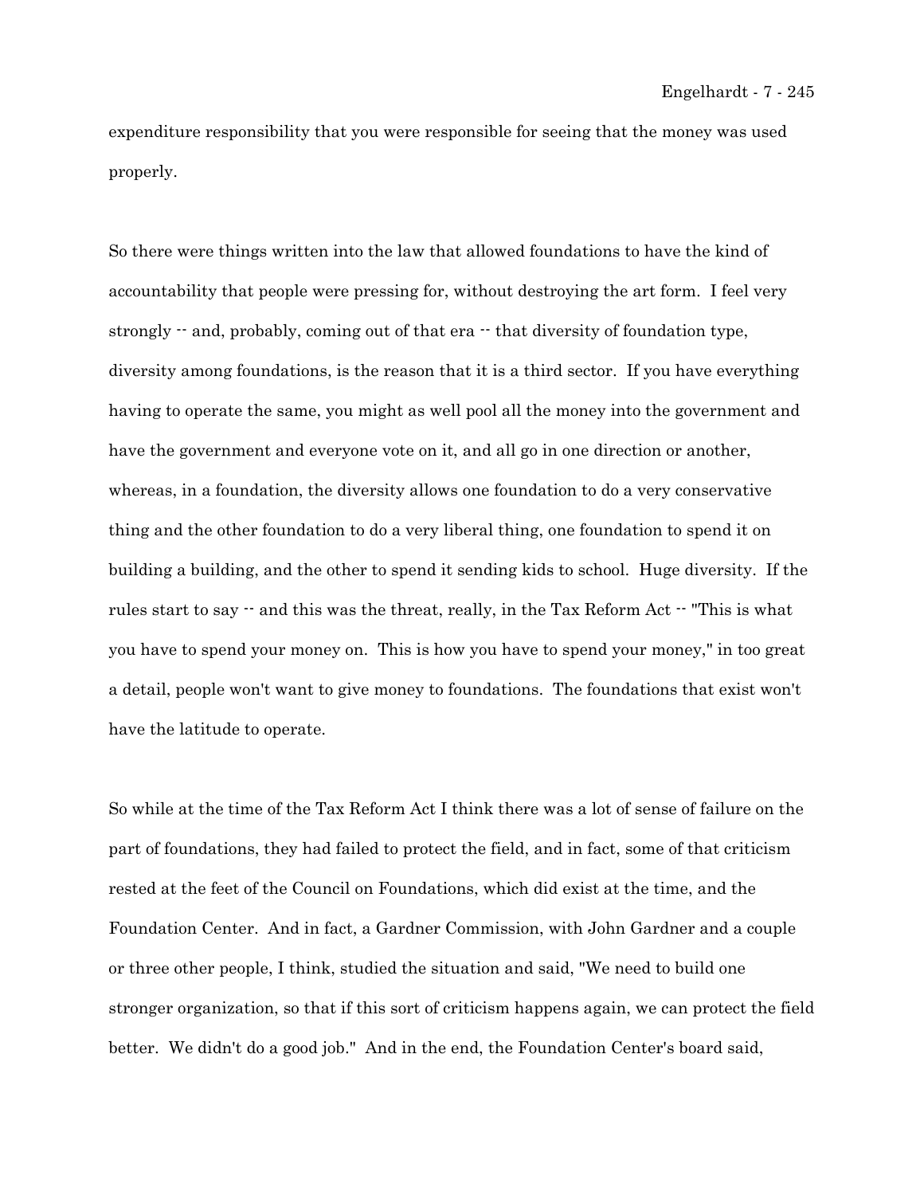expenditure responsibility that you were responsible for seeing that the money was used properly.

So there were things written into the law that allowed foundations to have the kind of accountability that people were pressing for, without destroying the art form. I feel very strongly -- and, probably, coming out of that era -- that diversity of foundation type, diversity among foundations, is the reason that it is a third sector. If you have everything having to operate the same, you might as well pool all the money into the government and have the government and everyone vote on it, and all go in one direction or another, whereas, in a foundation, the diversity allows one foundation to do a very conservative thing and the other foundation to do a very liberal thing, one foundation to spend it on building a building, and the other to spend it sending kids to school. Huge diversity. If the rules start to say -- and this was the threat, really, in the Tax Reform Act -- "This is what you have to spend your money on. This is how you have to spend your money," in too great a detail, people won't want to give money to foundations. The foundations that exist won't have the latitude to operate.

So while at the time of the Tax Reform Act I think there was a lot of sense of failure on the part of foundations, they had failed to protect the field, and in fact, some of that criticism rested at the feet of the Council on Foundations, which did exist at the time, and the Foundation Center. And in fact, a Gardner Commission, with John Gardner and a couple or three other people, I think, studied the situation and said, "We need to build one stronger organization, so that if this sort of criticism happens again, we can protect the field better. We didn't do a good job." And in the end, the Foundation Center's board said,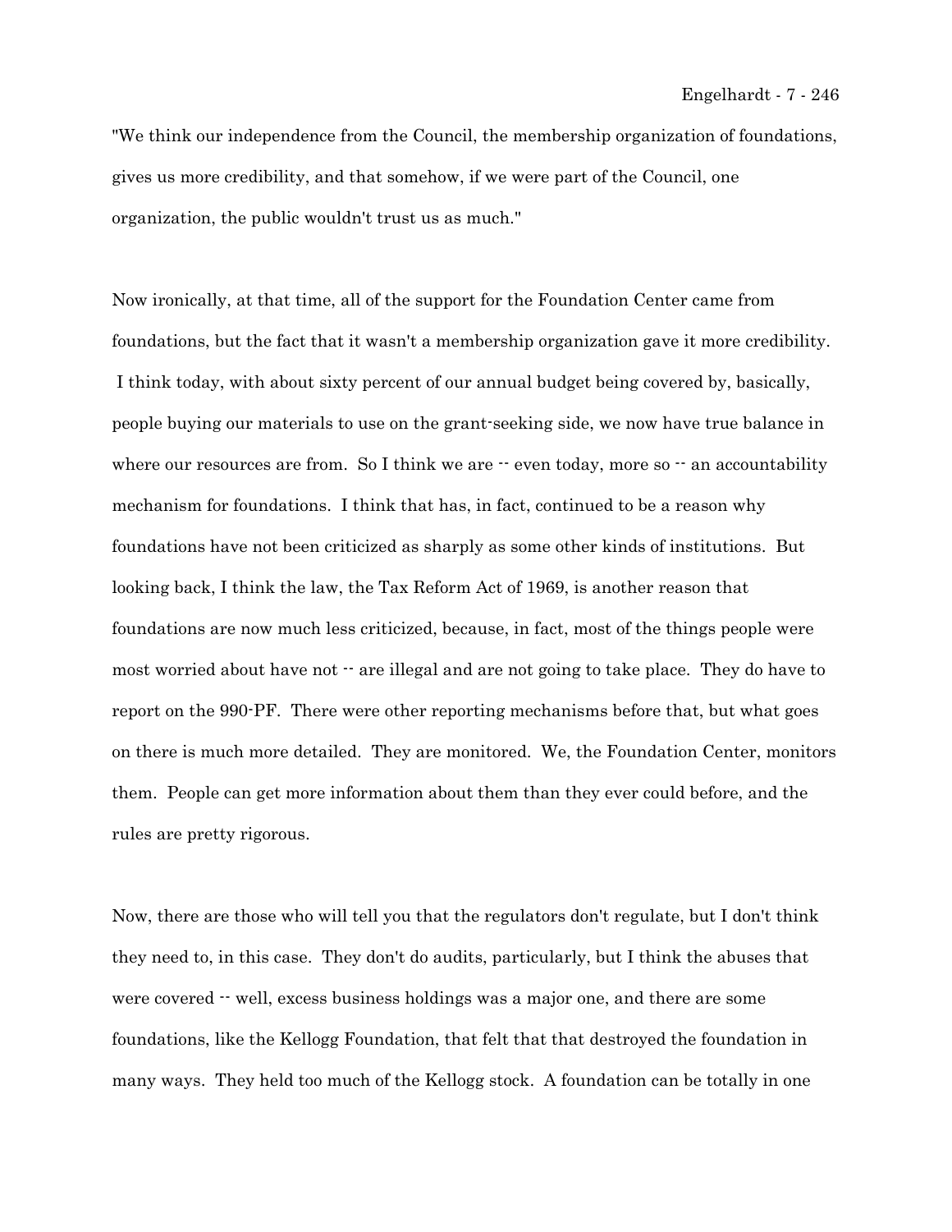"We think our independence from the Council, the membership organization of foundations, gives us more credibility, and that somehow, if we were part of the Council, one organization, the public wouldn't trust us as much."

Now ironically, at that time, all of the support for the Foundation Center came from foundations, but the fact that it wasn't a membership organization gave it more credibility. I think today, with about sixty percent of our annual budget being covered by, basically, people buying our materials to use on the grant-seeking side, we now have true balance in where our resources are from. So I think we are -- even today, more so -- an accountability mechanism for foundations. I think that has, in fact, continued to be a reason why foundations have not been criticized as sharply as some other kinds of institutions. But looking back, I think the law, the Tax Reform Act of 1969, is another reason that foundations are now much less criticized, because, in fact, most of the things people were most worried about have not -- are illegal and are not going to take place. They do have to report on the 990-PF. There were other reporting mechanisms before that, but what goes on there is much more detailed. They are monitored. We, the Foundation Center, monitors them. People can get more information about them than they ever could before, and the rules are pretty rigorous.

Now, there are those who will tell you that the regulators don't regulate, but I don't think they need to, in this case. They don't do audits, particularly, but I think the abuses that were covered -- well, excess business holdings was a major one, and there are some foundations, like the Kellogg Foundation, that felt that that destroyed the foundation in many ways. They held too much of the Kellogg stock. A foundation can be totally in one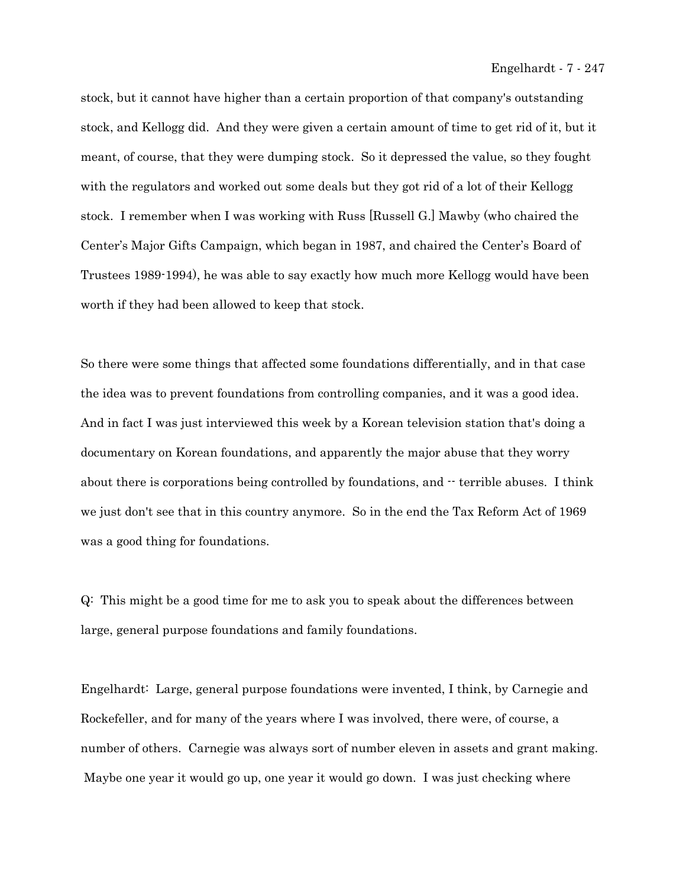stock, but it cannot have higher than a certain proportion of that company's outstanding stock, and Kellogg did. And they were given a certain amount of time to get rid of it, but it meant, of course, that they were dumping stock. So it depressed the value, so they fought with the regulators and worked out some deals but they got rid of a lot of their Kellogg stock. I remember when I was working with Russ [Russell G.] Mawby (who chaired the Center's Major Gifts Campaign, which began in 1987, and chaired the Center's Board of Trustees 1989-1994), he was able to say exactly how much more Kellogg would have been worth if they had been allowed to keep that stock.

So there were some things that affected some foundations differentially, and in that case the idea was to prevent foundations from controlling companies, and it was a good idea. And in fact I was just interviewed this week by a Korean television station that's doing a documentary on Korean foundations, and apparently the major abuse that they worry about there is corporations being controlled by foundations, and -- terrible abuses. I think we just don't see that in this country anymore. So in the end the Tax Reform Act of 1969 was a good thing for foundations.

Q: This might be a good time for me to ask you to speak about the differences between large, general purpose foundations and family foundations.

Engelhardt: Large, general purpose foundations were invented, I think, by Carnegie and Rockefeller, and for many of the years where I was involved, there were, of course, a number of others. Carnegie was always sort of number eleven in assets and grant making. Maybe one year it would go up, one year it would go down. I was just checking where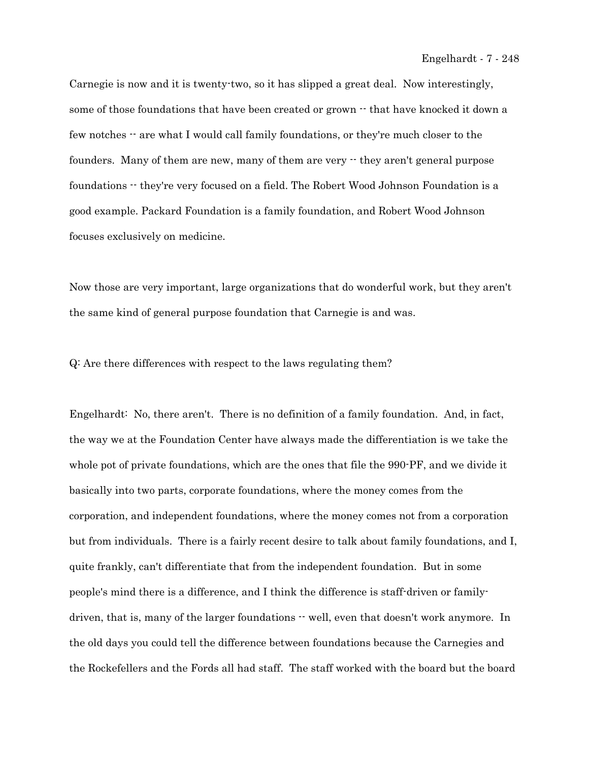Carnegie is now and it is twenty-two, so it has slipped a great deal. Now interestingly, some of those foundations that have been created or grown -- that have knocked it down a few notches -- are what I would call family foundations, or they're much closer to the founders. Many of them are new, many of them are very -- they aren't general purpose foundations -- they're very focused on a field. The Robert Wood Johnson Foundation is a good example. Packard Foundation is a family foundation, and Robert Wood Johnson focuses exclusively on medicine.

Now those are very important, large organizations that do wonderful work, but they aren't the same kind of general purpose foundation that Carnegie is and was.

Q: Are there differences with respect to the laws regulating them?

Engelhardt: No, there aren't. There is no definition of a family foundation. And, in fact, the way we at the Foundation Center have always made the differentiation is we take the whole pot of private foundations, which are the ones that file the 990-PF, and we divide it basically into two parts, corporate foundations, where the money comes from the corporation, and independent foundations, where the money comes not from a corporation but from individuals. There is a fairly recent desire to talk about family foundations, and I, quite frankly, can't differentiate that from the independent foundation. But in some people's mind there is a difference, and I think the difference is staff-driven or family-driven, that is, many of the larger foundations -- well, even that doesn't work anymore. In the old days you could tell the difference between foundations because the Carnegies and the Rockefellers and the Fords all had staff. The staff worked with the board but the board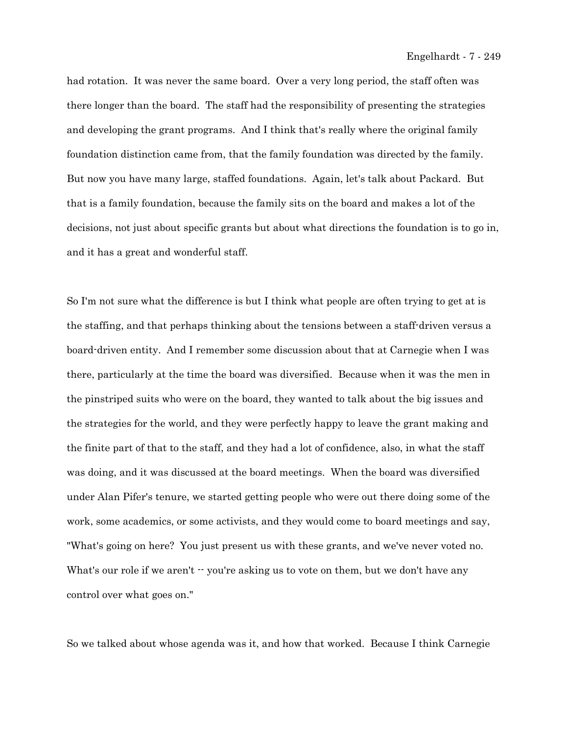had rotation. It was never the same board. Over a very long period, the staff often was there longer than the board. The staff had the responsibility of presenting the strategies and developing the grant programs. And I think that's really where the original family foundation distinction came from, that the family foundation was directed by the family. But now you have many large, staffed foundations. Again, let's talk about Packard. But that is a family foundation, because the family sits on the board and makes a lot of the decisions, not just about specific grants but about what directions the foundation is to go in, and it has a great and wonderful staff.

So I'm not sure what the difference is but I think what people are often trying to get at is the staffing, and that perhaps thinking about the tensions between a staff-driven versus a board-driven entity. And I remember some discussion about that at Carnegie when I was there, particularly at the time the board was diversified. Because when it was the men in the pinstriped suits who were on the board, they wanted to talk about the big issues and the strategies for the world, and they were perfectly happy to leave the grant making and the finite part of that to the staff, and they had a lot of confidence, also, in what the staff was doing, and it was discussed at the board meetings. When the board was diversified under Alan Pifer's tenure, we started getting people who were out there doing some of the work, some academics, or some activists, and they would come to board meetings and say, "What's going on here? You just present us with these grants, and we've never voted no. What's our role if we aren't -- you're asking us to vote on them, but we don't have any control over what goes on."

So we talked about whose agenda was it, and how that worked. Because I think Carnegie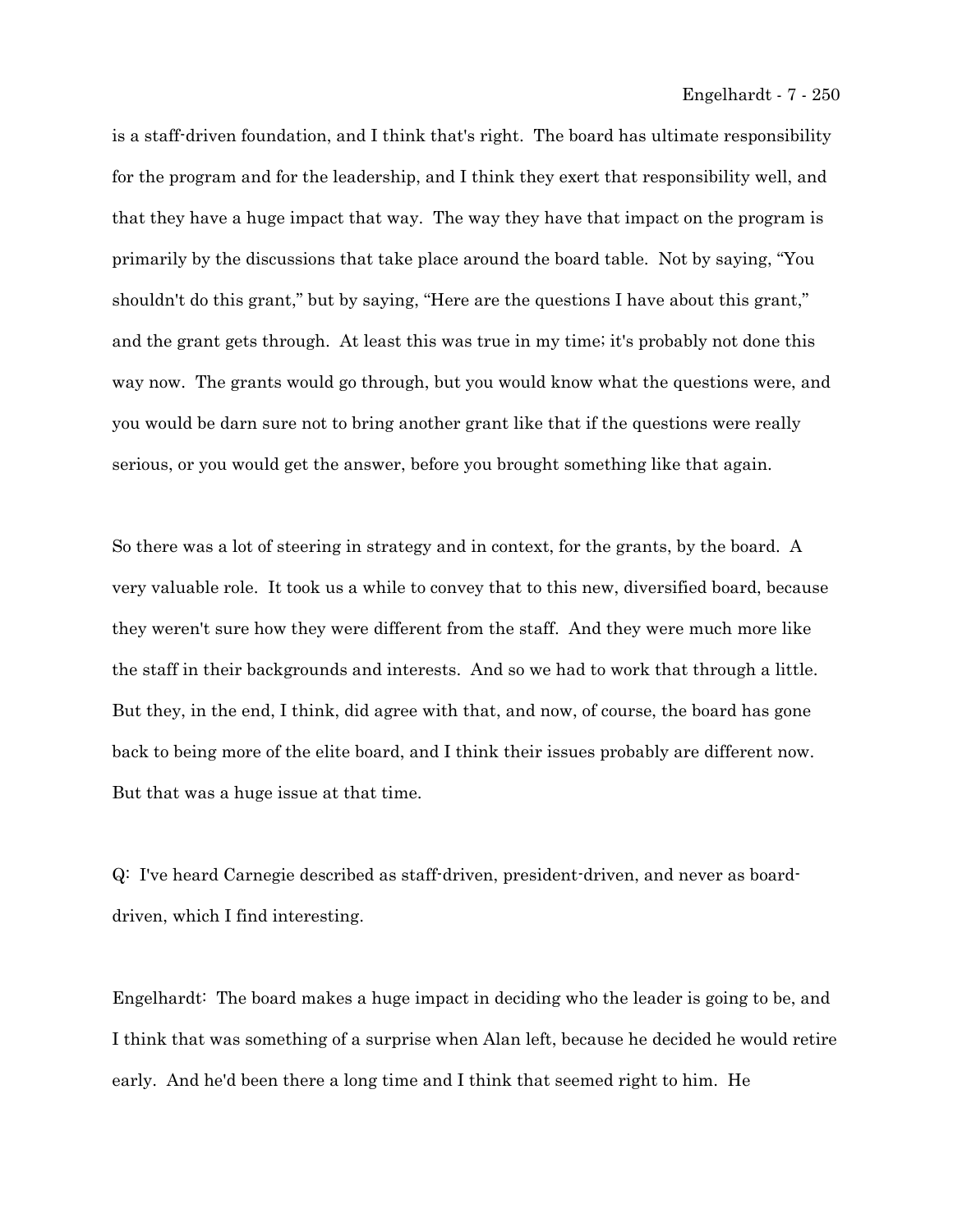is a staff-driven foundation, and I think that's right. The board has ultimate responsibility for the program and for the leadership, and I think they exert that responsibility well, and that they have a huge impact that way. The way they have that impact on the program is primarily by the discussions that take place around the board table. Not by saying, "You shouldn't do this grant," but by saying, "Here are the questions I have about this grant," and the grant gets through. At least this was true in my time; it's probably not done this way now. The grants would go through, but you would know what the questions were, and you would be darn sure not to bring another grant like that if the questions were really serious, or you would get the answer, before you brought something like that again.

So there was a lot of steering in strategy and in context, for the grants, by the board. A very valuable role. It took us a while to convey that to this new, diversified board, because they weren't sure how they were different from the staff. And they were much more like the staff in their backgrounds and interests. And so we had to work that through a little. But they, in the end, I think, did agree with that, and now, of course, the board has gone back to being more of the elite board, and I think their issues probably are different now. But that was a huge issue at that time.

Q: I've heard Carnegie described as staff-driven, president-driven, and never as board-driven, which I find interesting.

Engelhardt: The board makes a huge impact in deciding who the leader is going to be, and I think that was something of a surprise when Alan left, because he decided he would retire early. And he'd been there a long time and I think that seemed right to him. He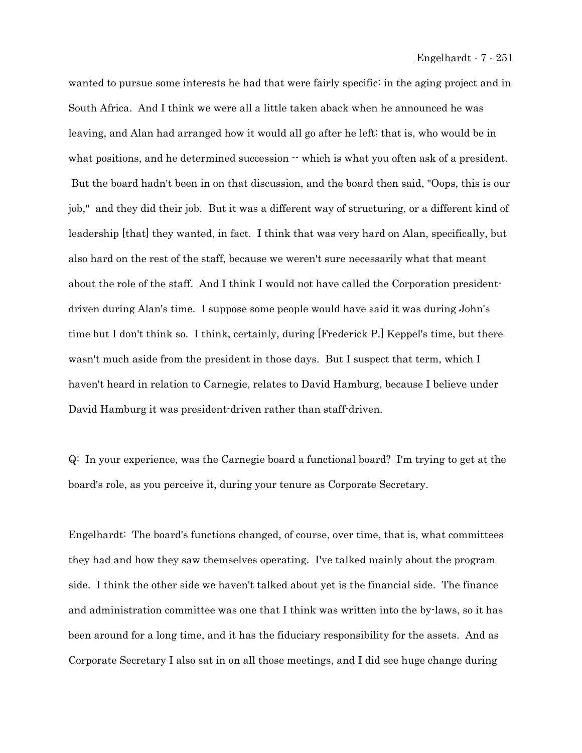wanted to pursue some interests he had that were fairly specific: in the aging project and in South Africa. And I think we were all a little taken aback when he announced he was leaving, and Alan had arranged how it would all go after he left; that is, who would be in what positions, and he determined succession -- which is what you often ask of a president. But the board hadn't been in on that discussion, and the board then said, "Oops, this is our job," and they did their job. But it was a different way of structuring, or a different kind of leadership [that] they wanted, in fact. I think that was very hard on Alan, specifically, but also hard on the rest of the staff, because we weren't sure necessarily what that meant about the role of the staff. And I think I would not have called the Corporation president-driven during Alan's time. I suppose some people would have said it was during John's time but I don't think so. I think, certainly, during [Frederick P.] Keppel's time, but there wasn't much aside from the president in those days. But I suspect that term, which I haven't heard in relation to Carnegie, relates to David Hamburg, because I believe under David Hamburg it was president-driven rather than staff-driven.

Q: In your experience, was the Carnegie board a functional board? I'm trying to get at the board's role, as you perceive it, during your tenure as Corporate Secretary.

Engelhardt: The board's functions changed, of course, over time, that is, what committees they had and how they saw themselves operating. I've talked mainly about the program side. I think the other side we haven't talked about yet is the financial side. The finance and administration committee was one that I think was written into the by-laws, so it has been around for a long time, and it has the fiduciary responsibility for the assets. And as Corporate Secretary I also sat in on all those meetings, and I did see huge change during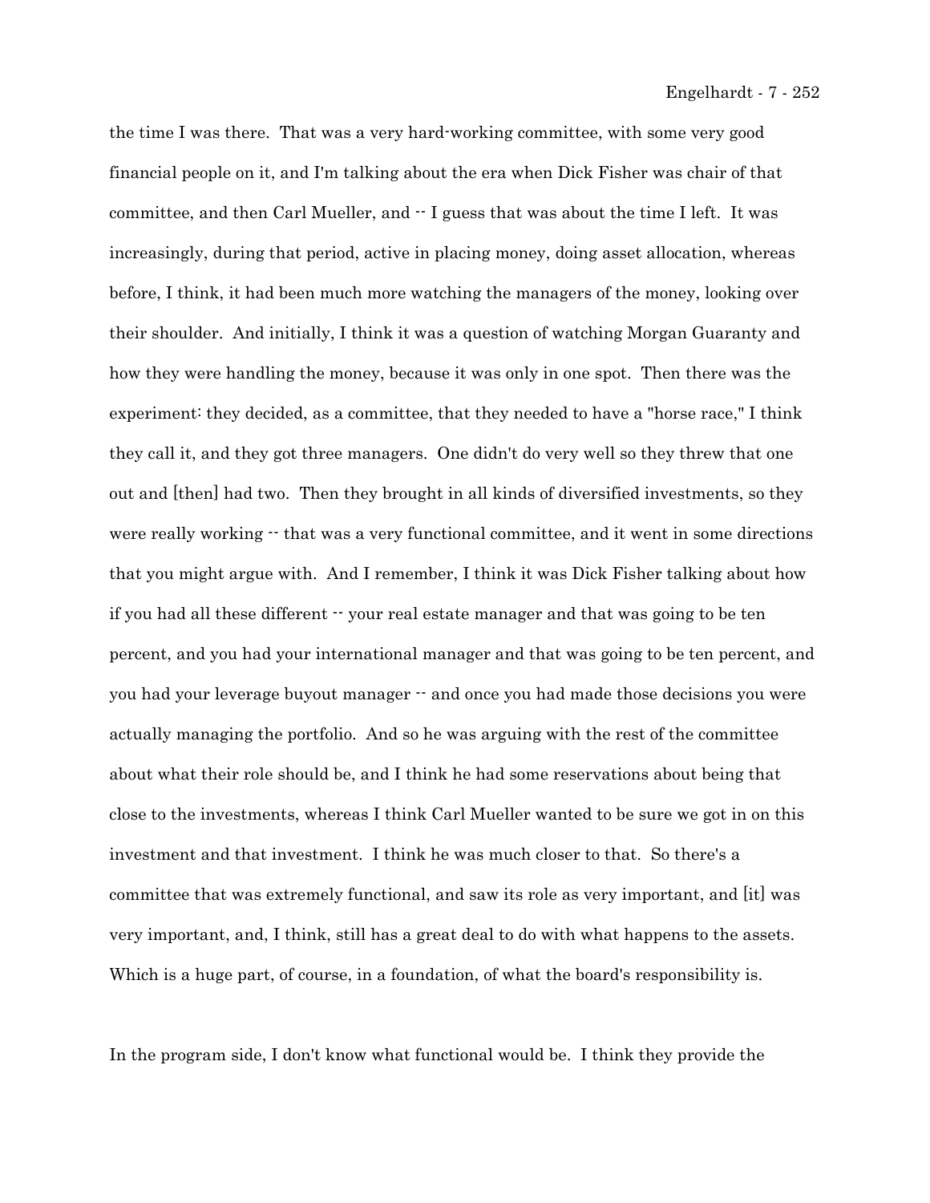the time I was there. That was a very hard-working committee, with some very good financial people on it, and I'm talking about the era when Dick Fisher was chair of that committee, and then Carl Mueller, and -- I guess that was about the time I left. It was increasingly, during that period, active in placing money, doing asset allocation, whereas before, I think, it had been much more watching the managers of the money, looking over their shoulder. And initially, I think it was a question of watching Morgan Guaranty and how they were handling the money, because it was only in one spot. Then there was the experiment: they decided, as a committee, that they needed to have a "horse race," I think they call it, and they got three managers. One didn't do very well so they threw that one out and [then] had two. Then they brought in all kinds of diversified investments, so they were really working -- that was a very functional committee, and it went in some directions that you might argue with. And I remember, I think it was Dick Fisher talking about how if you had all these different -- your real estate manager and that was going to be ten percent, and you had your international manager and that was going to be ten percent, and you had your leverage buyout manager -- and once you had made those decisions you were actually managing the portfolio. And so he was arguing with the rest of the committee about what their role should be, and I think he had some reservations about being that close to the investments, whereas I think Carl Mueller wanted to be sure we got in on this investment and that investment. I think he was much closer to that. So there's a committee that was extremely functional, and saw its role as very important, and [it] was very important, and, I think, still has a great deal to do with what happens to the assets. Which is a huge part, of course, in a foundation, of what the board's responsibility is.

In the program side, I don't know what functional would be. I think they provide the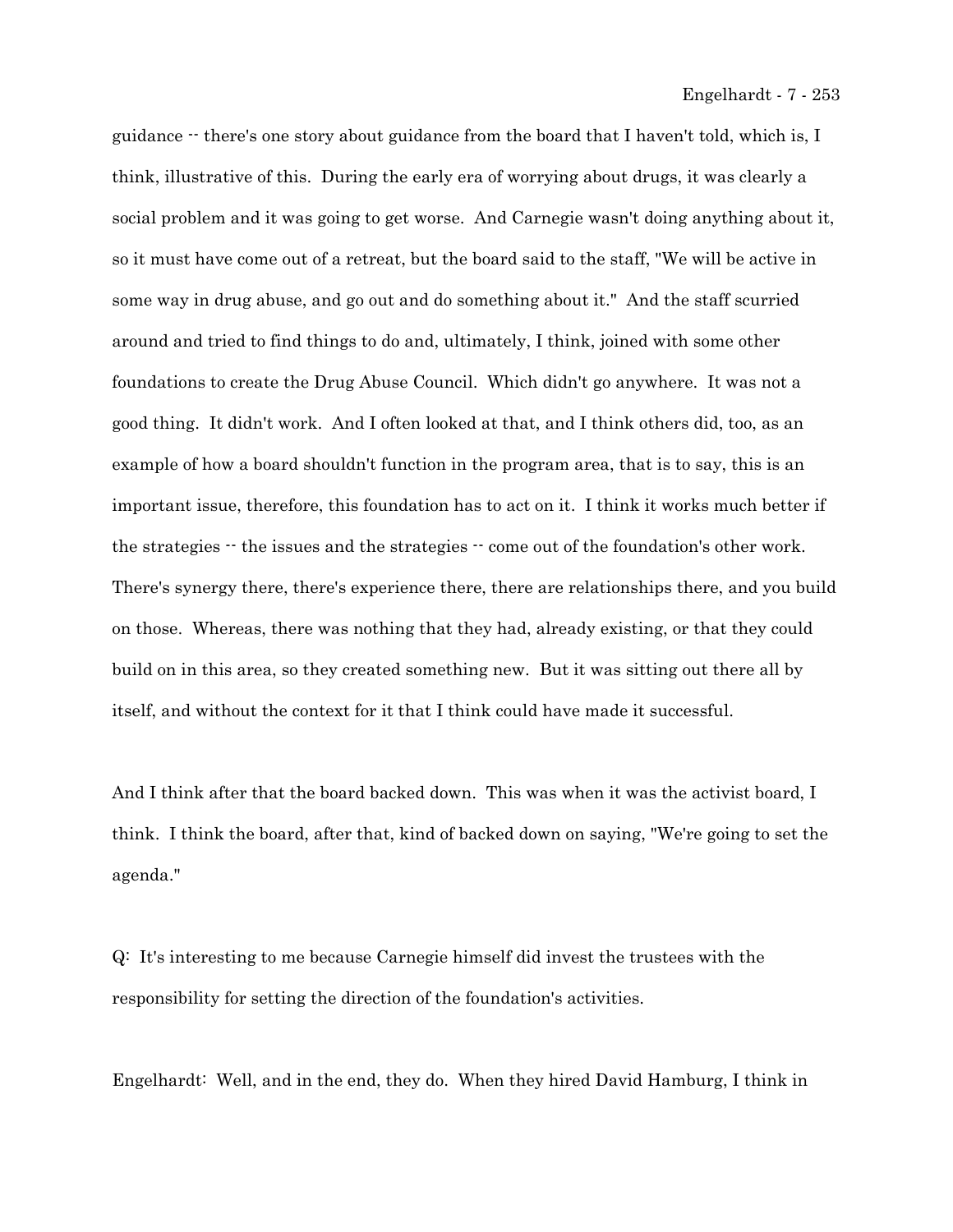guidance -- there's one story about guidance from the board that I haven't told, which is, I think, illustrative of this. During the early era of worrying about drugs, it was clearly a social problem and it was going to get worse. And Carnegie wasn't doing anything about it, so it must have come out of a retreat, but the board said to the staff, "We will be active in some way in drug abuse, and go out and do something about it." And the staff scurried around and tried to find things to do and, ultimately, I think, joined with some other foundations to create the Drug Abuse Council. Which didn't go anywhere. It was not a good thing. It didn't work. And I often looked at that, and I think others did, too, as an example of how a board shouldn't function in the program area, that is to say, this is an important issue, therefore, this foundation has to act on it. I think it works much better if the strategies -- the issues and the strategies -- come out of the foundation's other work. There's synergy there, there's experience there, there are relationships there, and you build on those. Whereas, there was nothing that they had, already existing, or that they could build on in this area, so they created something new. But it was sitting out there all by itself, and without the context for it that I think could have made it successful.

And I think after that the board backed down. This was when it was the activist board, I think. I think the board, after that, kind of backed down on saying, "We're going to set the agenda."

Q: It's interesting to me because Carnegie himself did invest the trustees with the responsibility for setting the direction of the foundation's activities.

Engelhardt: Well, and in the end, they do. When they hired David Hamburg, I think in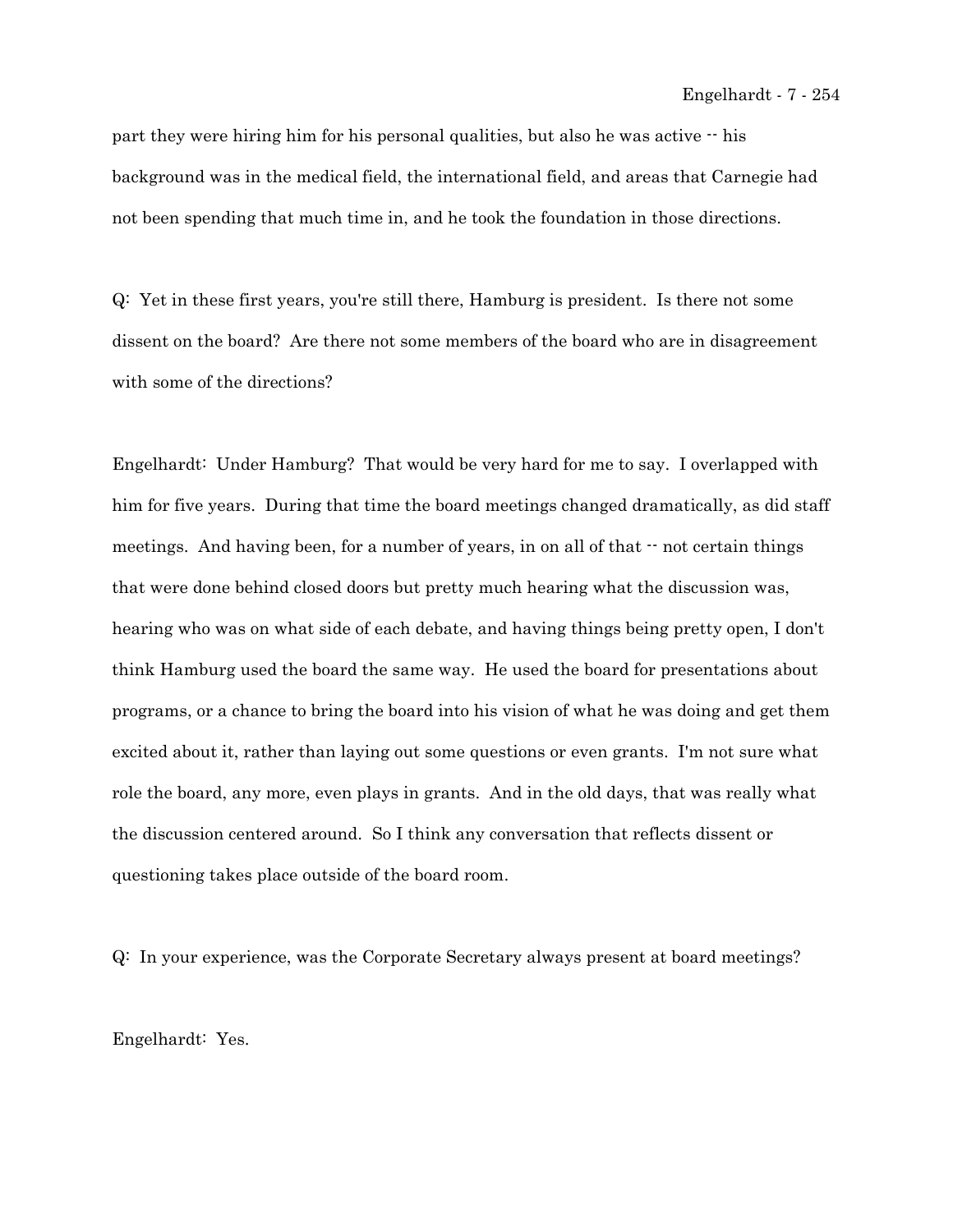part they were hiring him for his personal qualities, but also he was active -- his background was in the medical field, the international field, and areas that Carnegie had not been spending that much time in, and he took the foundation in those directions.

Q: Yet in these first years, you're still there, Hamburg is president. Is there not some dissent on the board? Are there not some members of the board who are in disagreement with some of the directions?

Engelhardt: Under Hamburg? That would be very hard for me to say. I overlapped with him for five years. During that time the board meetings changed dramatically, as did staff meetings. And having been, for a number of years, in on all of that -- not certain things that were done behind closed doors but pretty much hearing what the discussion was, hearing who was on what side of each debate, and having things being pretty open, I don't think Hamburg used the board the same way. He used the board for presentations about programs, or a chance to bring the board into his vision of what he was doing and get them excited about it, rather than laying out some questions or even grants. I'm not sure what role the board, any more, even plays in grants. And in the old days, that was really what the discussion centered around. So I think any conversation that reflects dissent or questioning takes place outside of the board room.

Q: In your experience, was the Corporate Secretary always present at board meetings?

Engelhardt: Yes.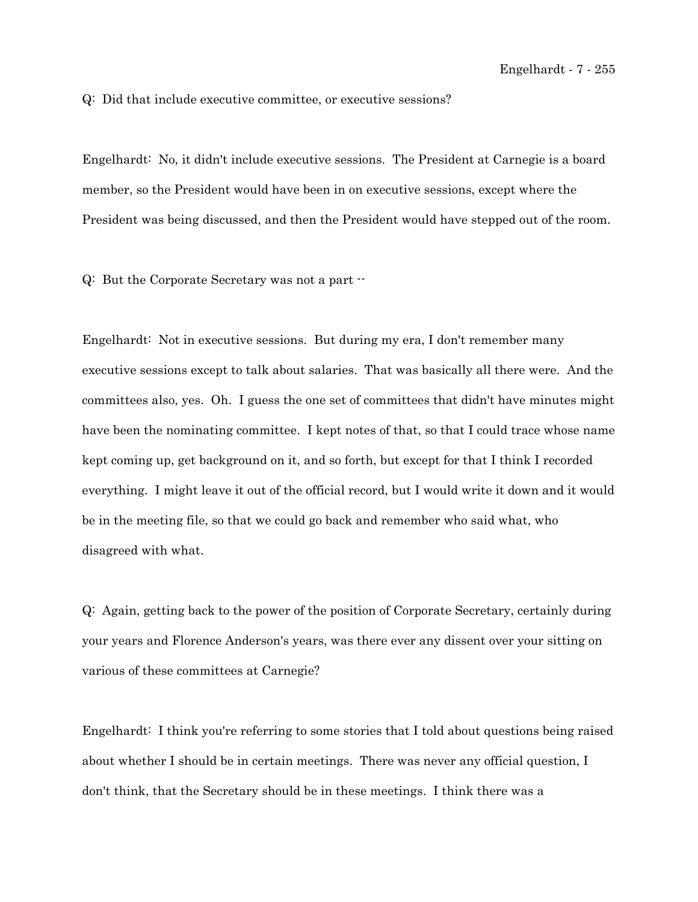Q: Did that include executive committee, or executive sessions?

Engelhardt: No, it didn't include executive sessions. The President at Carnegie is a board member, so the President would have been in on executive sessions, except where the President was being discussed, and then the President would have stepped out of the room.

Q: But the Corporate Secretary was not a part --

Engelhardt: Not in executive sessions. But during my era, I don't remember many executive sessions except to talk about salaries. That was basically all there were. And the committees also, yes. Oh. I guess the one set of committees that didn't have minutes might have been the nominating committee. I kept notes of that, so that I could trace whose name kept coming up, get background on it, and so forth, but except for that I think I recorded everything. I might leave it out of the official record, but I would write it down and it would be in the meeting file, so that we could go back and remember who said what, who disagreed with what.

Q: Again, getting back to the power of the position of Corporate Secretary, certainly during your years and Florence Anderson's years, was there ever any dissent over your sitting on various of these committees at Carnegie?

Engelhardt: I think you're referring to some stories that I told about questions being raised about whether I should be in certain meetings. There was never any official question, I don't think, that the Secretary should be in these meetings. I think there was a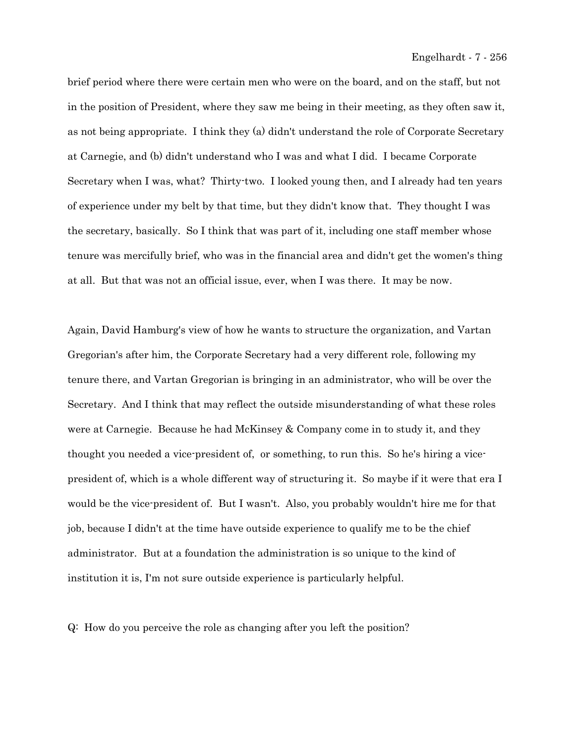brief period where there were certain men who were on the board, and on the staff, but not in the position of President, where they saw me being in their meeting, as they often saw it, as not being appropriate. I think they (a) didn't understand the role of Corporate Secretary at Carnegie, and (b) didn't understand who I was and what I did. I became Corporate Secretary when I was, what? Thirty-two. I looked young then, and I already had ten years of experience under my belt by that time, but they didn't know that. They thought I was the secretary, basically. So I think that was part of it, including one staff member whose tenure was mercifully brief, who was in the financial area and didn't get the women's thing at all. But that was not an official issue, ever, when I was there. It may be now.

Again, David Hamburg's view of how he wants to structure the organization, and Vartan Gregorian's after him, the Corporate Secretary had a very different role, following my tenure there, and Vartan Gregorian is bringing in an administrator, who will be over the Secretary. And I think that may reflect the outside misunderstanding of what these roles were at Carnegie. Because he had McKinsey & Company come in to study it, and they thought you needed a vice-president of, or something, to run this. So he's hiring a vice-president of, which is a whole different way of structuring it. So maybe if it were that era I would be the vice-president of. But I wasn't. Also, you probably wouldn't hire me for that job, because I didn't at the time have outside experience to qualify me to be the chief administrator. But at a foundation the administration is so unique to the kind of institution it is, I'm not sure outside experience is particularly helpful.

Q: How do you perceive the role as changing after you left the position?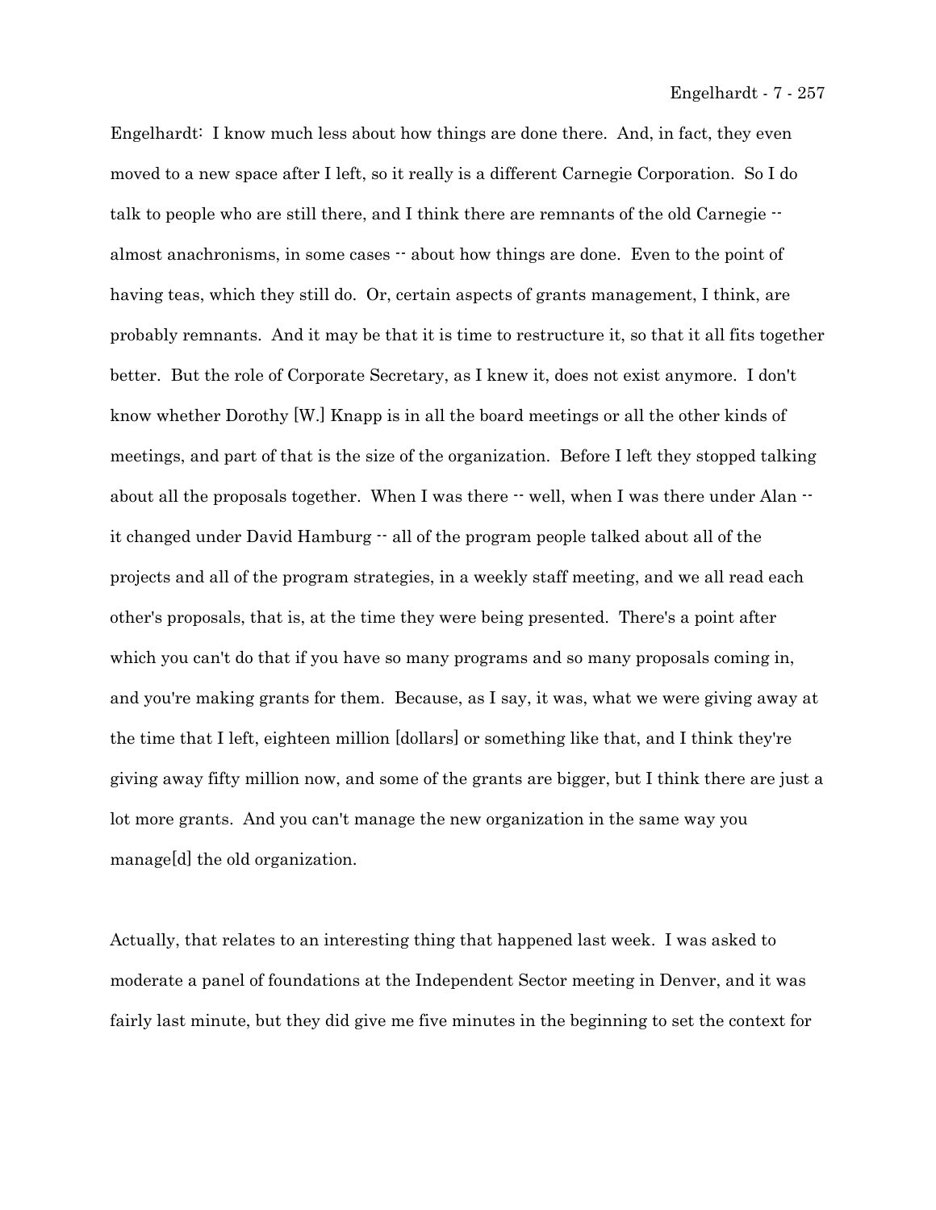Engelhardt: I know much less about how things are done there. And, in fact, they even moved to a new space after I left, so it really is a different Carnegie Corporation. So I do talk to people who are still there, and I think there are remnants of the old Carnegie -- almost anachronisms, in some cases -- about how things are done. Even to the point of having teas, which they still do. Or, certain aspects of grants management, I think, are probably remnants. And it may be that it is time to restructure it, so that it all fits together better. But the role of Corporate Secretary, as I knew it, does not exist anymore. I don't know whether Dorothy [W.] Knapp is in all the board meetings or all the other kinds of meetings, and part of that is the size of the organization. Before I left they stopped talking about all the proposals together. When I was there -- well, when I was there under Alan -- it changed under David Hamburg -- all of the program people talked about all of the projects and all of the program strategies, in a weekly staff meeting, and we all read each other's proposals, that is, at the time they were being presented. There's a point after which you can't do that if you have so many programs and so many proposals coming in, and you're making grants for them. Because, as I say, it was, what we were giving away at the time that I left, eighteen million [dollars] or something like that, and I think they're giving away fifty million now, and some of the grants are bigger, but I think there are just a lot more grants. And you can't manage the new organization in the same way you manage[d] the old organization.

Actually, that relates to an interesting thing that happened last week. I was asked to moderate a panel of foundations at the Independent Sector meeting in Denver, and it was fairly last minute, but they did give me five minutes in the beginning to set the context for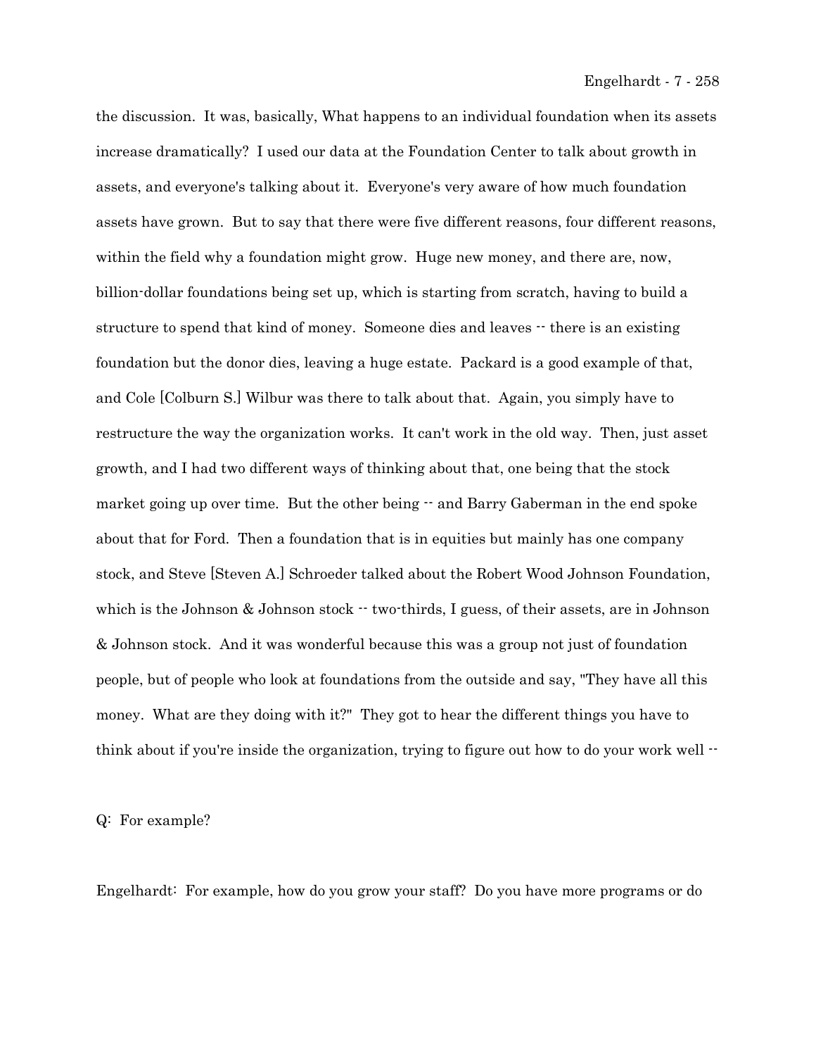the discussion. It was, basically, What happens to an individual foundation when its assets increase dramatically? I used our data at the Foundation Center to talk about growth in assets, and everyone's talking about it. Everyone's very aware of how much foundation assets have grown. But to say that there were five different reasons, four different reasons, within the field why a foundation might grow. Huge new money, and there are, now, billion-dollar foundations being set up, which is starting from scratch, having to build a structure to spend that kind of money. Someone dies and leaves -- there is an existing foundation but the donor dies, leaving a huge estate. Packard is a good example of that, and Cole [Colburn S.] Wilbur was there to talk about that. Again, you simply have to restructure the way the organization works. It can't work in the old way. Then, just asset growth, and I had two different ways of thinking about that, one being that the stock market going up over time. But the other being -- and Barry Gaberman in the end spoke about that for Ford. Then a foundation that is in equities but mainly has one company stock, and Steve [Steven A.] Schroeder talked about the Robert Wood Johnson Foundation, which is the Johnson & Johnson stock -- two-thirds, I guess, of their assets, are in Johnson & Johnson stock. And it was wonderful because this was a group not just of foundation people, but of people who look at foundations from the outside and say, "They have all this money. What are they doing with it?" They got to hear the different things you have to think about if you're inside the organization, trying to figure out how to do your work well --

Q: For example?

Engelhardt: For example, how do you grow your staff? Do you have more programs or do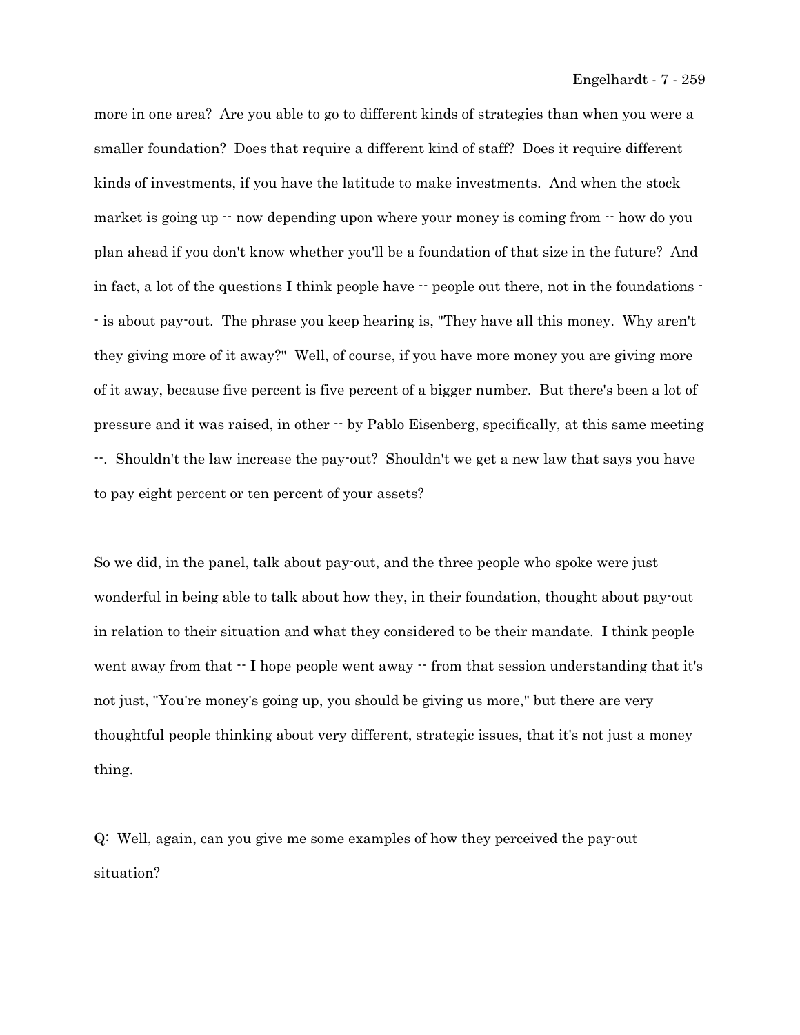more in one area? Are you able to go to different kinds of strategies than when you were a smaller foundation? Does that require a different kind of staff? Does it require different kinds of investments, if you have the latitude to make investments. And when the stock market is going up -- now depending upon where your money is coming from -- how do you plan ahead if you don't know whether you'll be a foundation of that size in the future? And in fact, a lot of the questions I think people have -- people out there, not in the foundations -- is about pay-out. The phrase you keep hearing is, "They have all this money. Why aren't they giving more of it away?" Well, of course, if you have more money you are giving more of it away, because five percent is five percent of a bigger number. But there's been a lot of pressure and it was raised, in other -- by Pablo Eisenberg, specifically, at this same meeting --. Shouldn't the law increase the pay-out? Shouldn't we get a new law that says you have to pay eight percent or ten percent of your assets?

So we did, in the panel, talk about pay-out, and the three people who spoke were just wonderful in being able to talk about how they, in their foundation, thought about pay-out in relation to their situation and what they considered to be their mandate. I think people went away from that -- I hope people went away -- from that session understanding that it's not just, "You're money's going up, you should be giving us more," but there are very thoughtful people thinking about very different, strategic issues, that it's not just a money thing.

Q: Well, again, can you give me some examples of how they perceived the pay-out situation?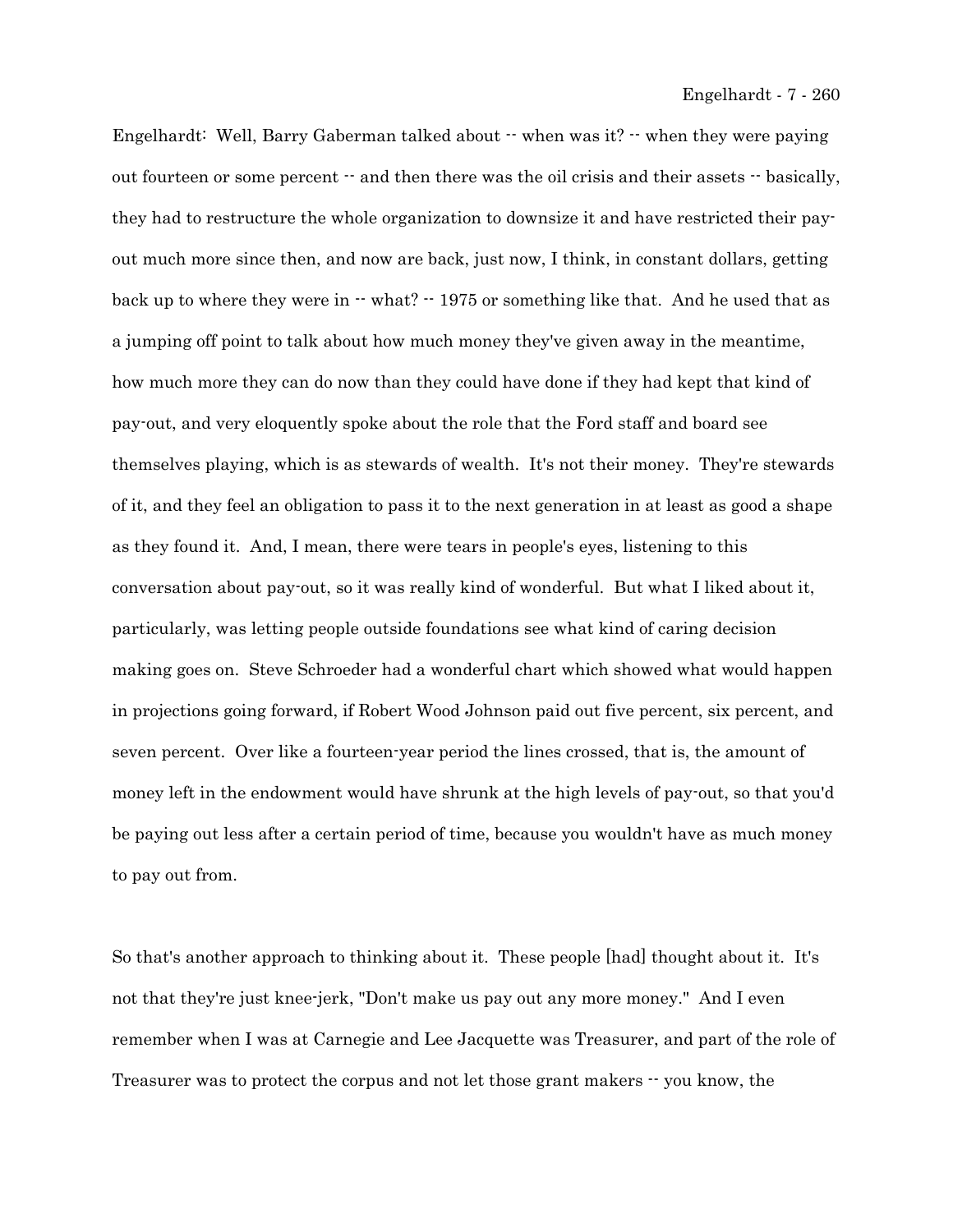Engelhardt: Well, Barry Gaberman talked about -- when was it? -- when they were paying out fourteen or some percent -- and then there was the oil crisis and their assets -- basically, they had to restructure the whole organization to downsize it and have restricted their pay-out much more since then, and now are back, just now, I think, in constant dollars, getting back up to where they were in -- what? -- 1975 or something like that. And he used that as a jumping off point to talk about how much money they've given away in the meantime, how much more they can do now than they could have done if they had kept that kind of pay-out, and very eloquently spoke about the role that the Ford staff and board see themselves playing, which is as stewards of wealth. It's not their money. They're stewards of it, and they feel an obligation to pass it to the next generation in at least as good a shape as they found it. And, I mean, there were tears in people's eyes, listening to this conversation about pay-out, so it was really kind of wonderful. But what I liked about it, particularly, was letting people outside foundations see what kind of caring decision making goes on. Steve Schroeder had a wonderful chart which showed what would happen in projections going forward, if Robert Wood Johnson paid out five percent, six percent, and seven percent. Over like a fourteen-year period the lines crossed, that is, the amount of money left in the endowment would have shrunk at the high levels of pay-out, so that you'd be paying out less after a certain period of time, because you wouldn't have as much money to pay out from.

So that's another approach to thinking about it. These people [had] thought about it. It's not that they're just knee-jerk, "Don't make us pay out any more money." And I even remember when I was at Carnegie and Lee Jacquette was Treasurer, and part of the role of Treasurer was to protect the corpus and not let those grant makers -- you know, the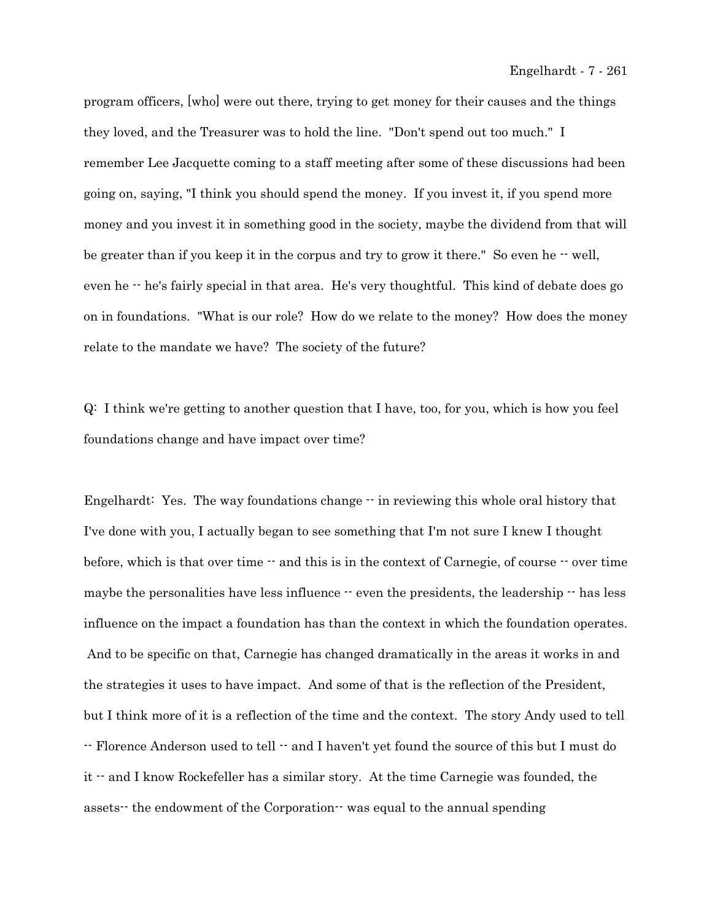program officers, [who] were out there, trying to get money for their causes and the things they loved, and the Treasurer was to hold the line. "Don't spend out too much." I remember Lee Jacquette coming to a staff meeting after some of these discussions had been going on, saying, "I think you should spend the money. If you invest it, if you spend more money and you invest it in something good in the society, maybe the dividend from that will be greater than if you keep it in the corpus and try to grow it there." So even he -- well, even he -- he's fairly special in that area. He's very thoughtful. This kind of debate does go on in foundations. "What is our role? How do we relate to the money? How does the money relate to the mandate we have? The society of the future?

Q: I think we're getting to another question that I have, too, for you, which is how you feel foundations change and have impact over time?

Engelhardt: Yes. The way foundations change -- in reviewing this whole oral history that I've done with you, I actually began to see something that I'm not sure I knew I thought before, which is that over time -- and this is in the context of Carnegie, of course -- over time maybe the personalities have less influence -- even the presidents, the leadership -- has less influence on the impact a foundation has than the context in which the foundation operates. And to be specific on that, Carnegie has changed dramatically in the areas it works in and the strategies it uses to have impact. And some of that is the reflection of the President, but I think more of it is a reflection of the time and the context. The story Andy used to tell -- Florence Anderson used to tell -- and I haven't yet found the source of this but I must do it -- and I know Rockefeller has a similar story. At the time Carnegie was founded, the assets-- the endowment of the Corporation-- was equal to the annual spending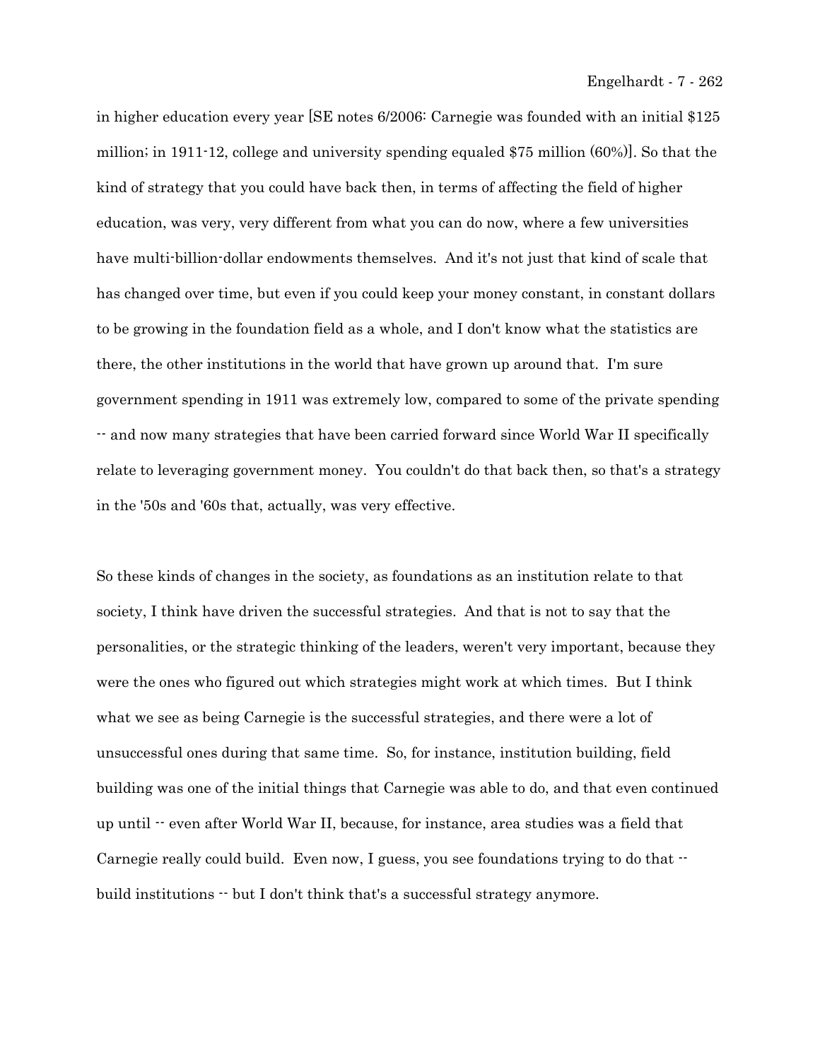in higher education every year [SE notes 6/2006: Carnegie was founded with an initial $125 million; in 1911-12, college and university spending equaled $75 million (60%)]. So that the kind of strategy that you could have back then, in terms of affecting the field of higher education, was very, very different from what you can do now, where a few universities have multi-billion-dollar endowments themselves. And it's not just that kind of scale that has changed over time, but even if you could keep your money constant, in constant dollars to be growing in the foundation field as a whole, and I don't know what the statistics are there, the other institutions in the world that have grown up around that. I'm sure government spending in 1911 was extremely low, compared to some of the private spending -- and now many strategies that have been carried forward since World War II specifically relate to leveraging government money. You couldn't do that back then, so that's a strategy in the '50s and '60s that, actually, was very effective.

So these kinds of changes in the society, as foundations as an institution relate to that society, I think have driven the successful strategies. And that is not to say that the personalities, or the strategic thinking of the leaders, weren't very important, because they were the ones who figured out which strategies might work at which times. But I think what we see as being Carnegie is the successful strategies, and there were a lot of unsuccessful ones during that same time. So, for instance, institution building, field building was one of the initial things that Carnegie was able to do, and that even continued up until -- even after World War II, because, for instance, area studies was a field that Carnegie really could build. Even now, I guess, you see foundations trying to do that -- build institutions -- but I don't think that's a successful strategy anymore.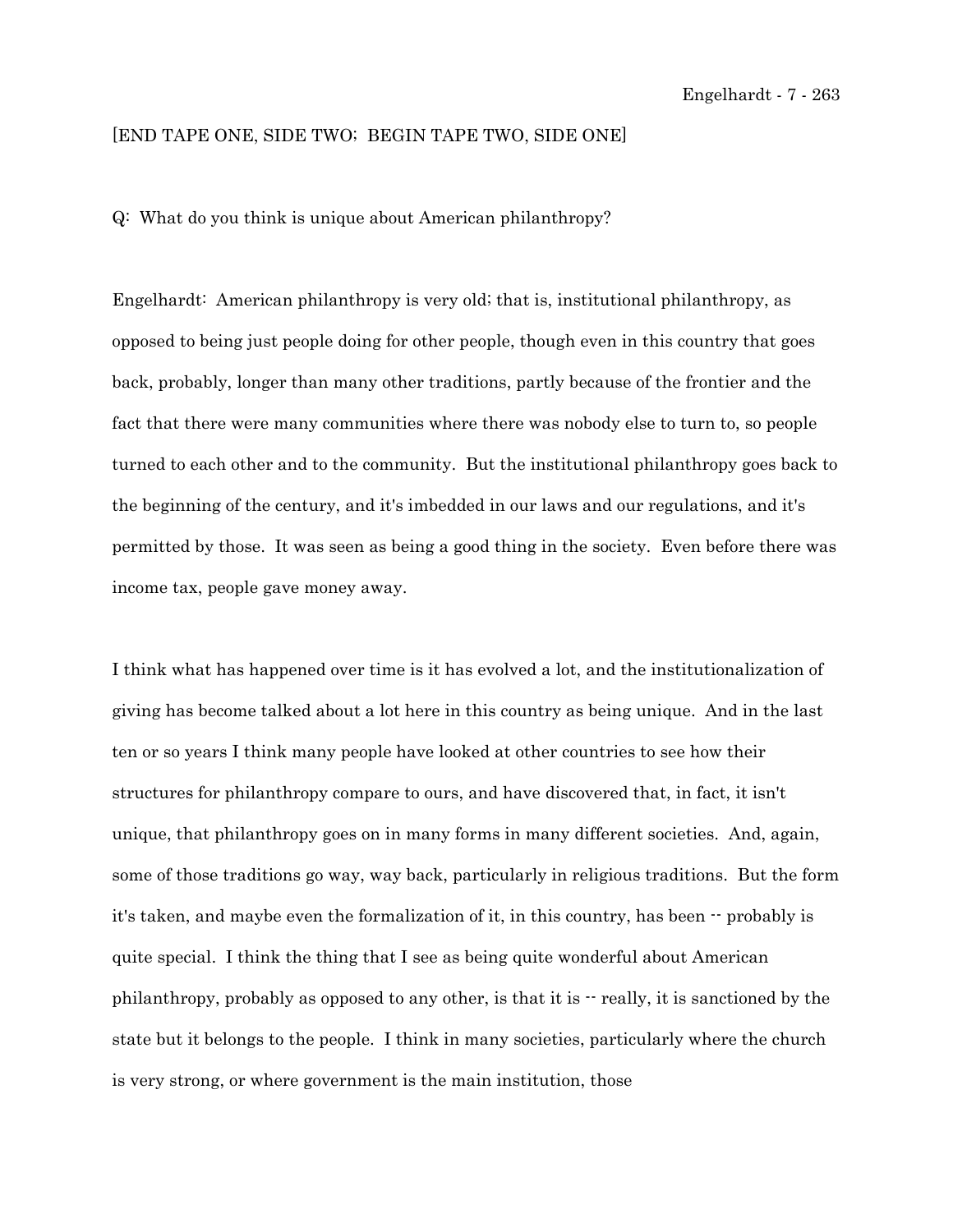[END TAPE ONE, SIDE TWO; BEGIN TAPE TWO, SIDE ONE]

Q: What do you think is unique about American philanthropy?

Engelhardt: American philanthropy is very old; that is, institutional philanthropy, as opposed to being just people doing for other people, though even in this country that goes back, probably, longer than many other traditions, partly because of the frontier and the fact that there were many communities where there was nobody else to turn to, so people turned to each other and to the community. But the institutional philanthropy goes back to the beginning of the century, and it's imbedded in our laws and our regulations, and it's permitted by those. It was seen as being a good thing in the society. Even before there was income tax, people gave money away.

I think what has happened over time is it has evolved a lot, and the institutionalization of giving has become talked about a lot here in this country as being unique. And in the last ten or so years I think many people have looked at other countries to see how their structures for philanthropy compare to ours, and have discovered that, in fact, it isn't unique, that philanthropy goes on in many forms in many different societies. And, again, some of those traditions go way, way back, particularly in religious traditions. But the form it's taken, and maybe even the formalization of it, in this country, has been -- probably is quite special. I think the thing that I see as being quite wonderful about American philanthropy, probably as opposed to any other, is that it is -- really, it is sanctioned by the state but it belongs to the people. I think in many societies, particularly where the church is very strong, or where government is the main institution, those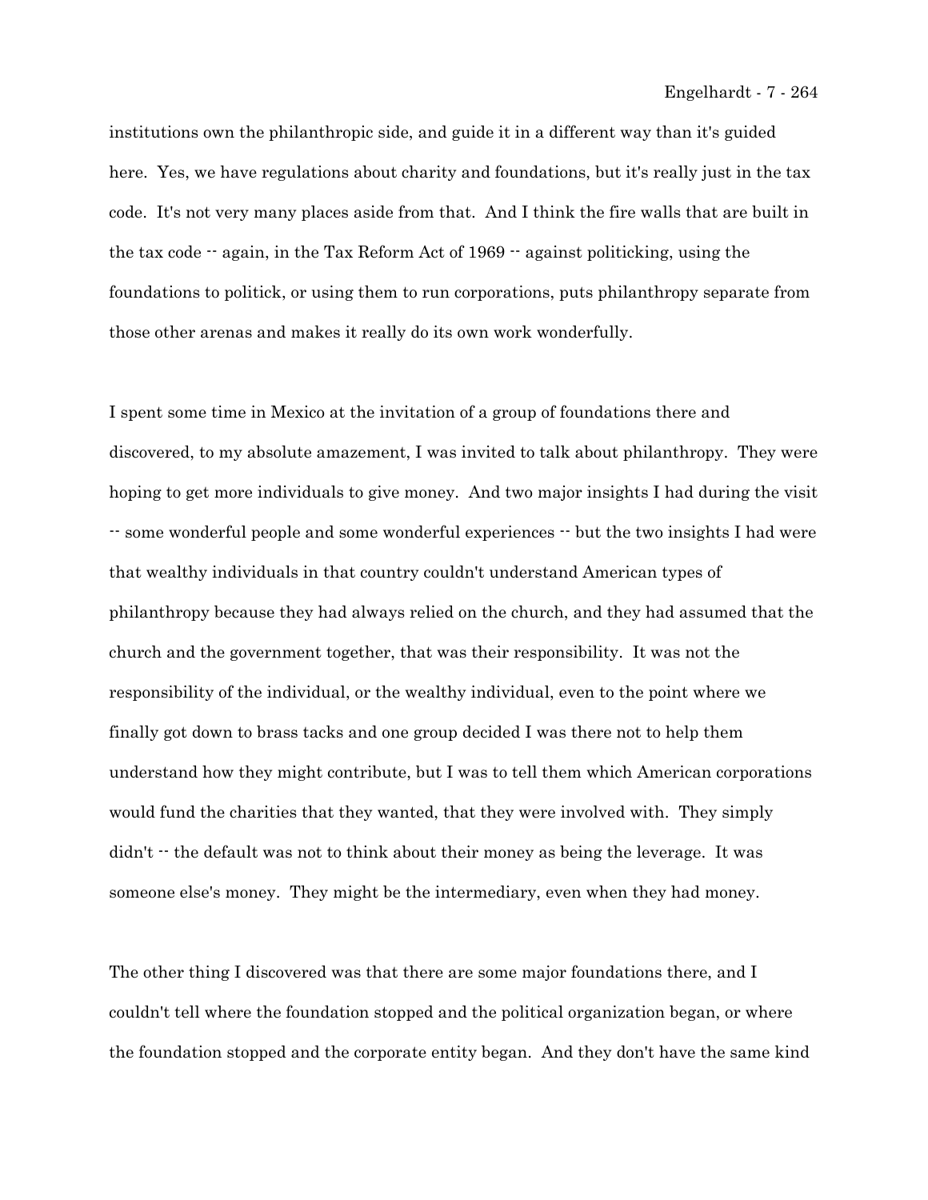institutions own the philanthropic side, and guide it in a different way than it's guided here. Yes, we have regulations about charity and foundations, but it's really just in the tax code. It's not very many places aside from that. And I think the fire walls that are built in the tax code -- again, in the Tax Reform Act of 1969 -- against politicking, using the foundations to politick, or using them to run corporations, puts philanthropy separate from those other arenas and makes it really do its own work wonderfully.

I spent some time in Mexico at the invitation of a group of foundations there and discovered, to my absolute amazement, I was invited to talk about philanthropy. They were hoping to get more individuals to give money. And two major insights I had during the visit -- some wonderful people and some wonderful experiences -- but the two insights I had were that wealthy individuals in that country couldn't understand American types of philanthropy because they had always relied on the church, and they had assumed that the church and the government together, that was their responsibility. It was not the responsibility of the individual, or the wealthy individual, even to the point where we finally got down to brass tacks and one group decided I was there not to help them understand how they might contribute, but I was to tell them which American corporations would fund the charities that they wanted, that they were involved with. They simply didn't -- the default was not to think about their money as being the leverage. It was someone else's money. They might be the intermediary, even when they had money.

The other thing I discovered was that there are some major foundations there, and I couldn't tell where the foundation stopped and the political organization began, or where the foundation stopped and the corporate entity began. And they don't have the same kind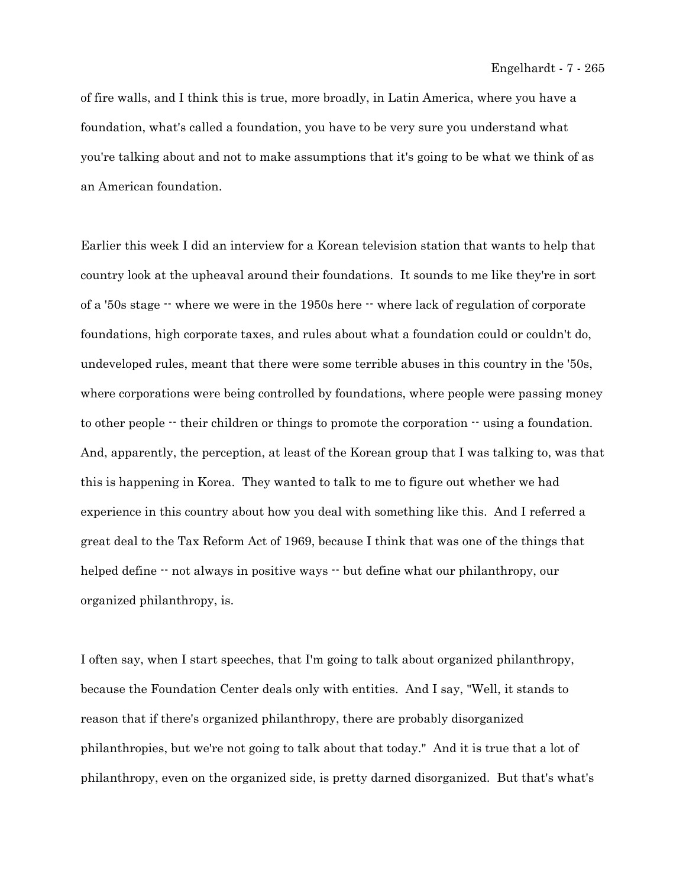of fire walls, and I think this is true, more broadly, in Latin America, where you have a foundation, what's called a foundation, you have to be very sure you understand what you're talking about and not to make assumptions that it's going to be what we think of as an American foundation.

Earlier this week I did an interview for a Korean television station that wants to help that country look at the upheaval around their foundations. It sounds to me like they're in sort of a '50s stage -- where we were in the 1950s here -- where lack of regulation of corporate foundations, high corporate taxes, and rules about what a foundation could or couldn't do, undeveloped rules, meant that there were some terrible abuses in this country in the '50s, where corporations were being controlled by foundations, where people were passing money to other people -- their children or things to promote the corporation -- using a foundation. And, apparently, the perception, at least of the Korean group that I was talking to, was that this is happening in Korea. They wanted to talk to me to figure out whether we had experience in this country about how you deal with something like this. And I referred a great deal to the Tax Reform Act of 1969, because I think that was one of the things that helped define -- not always in positive ways -- but define what our philanthropy, our organized philanthropy, is.

I often say, when I start speeches, that I'm going to talk about organized philanthropy, because the Foundation Center deals only with entities. And I say, "Well, it stands to reason that if there's organized philanthropy, there are probably disorganized philanthropies, but we're not going to talk about that today." And it is true that a lot of philanthropy, even on the organized side, is pretty darned disorganized. But that's what's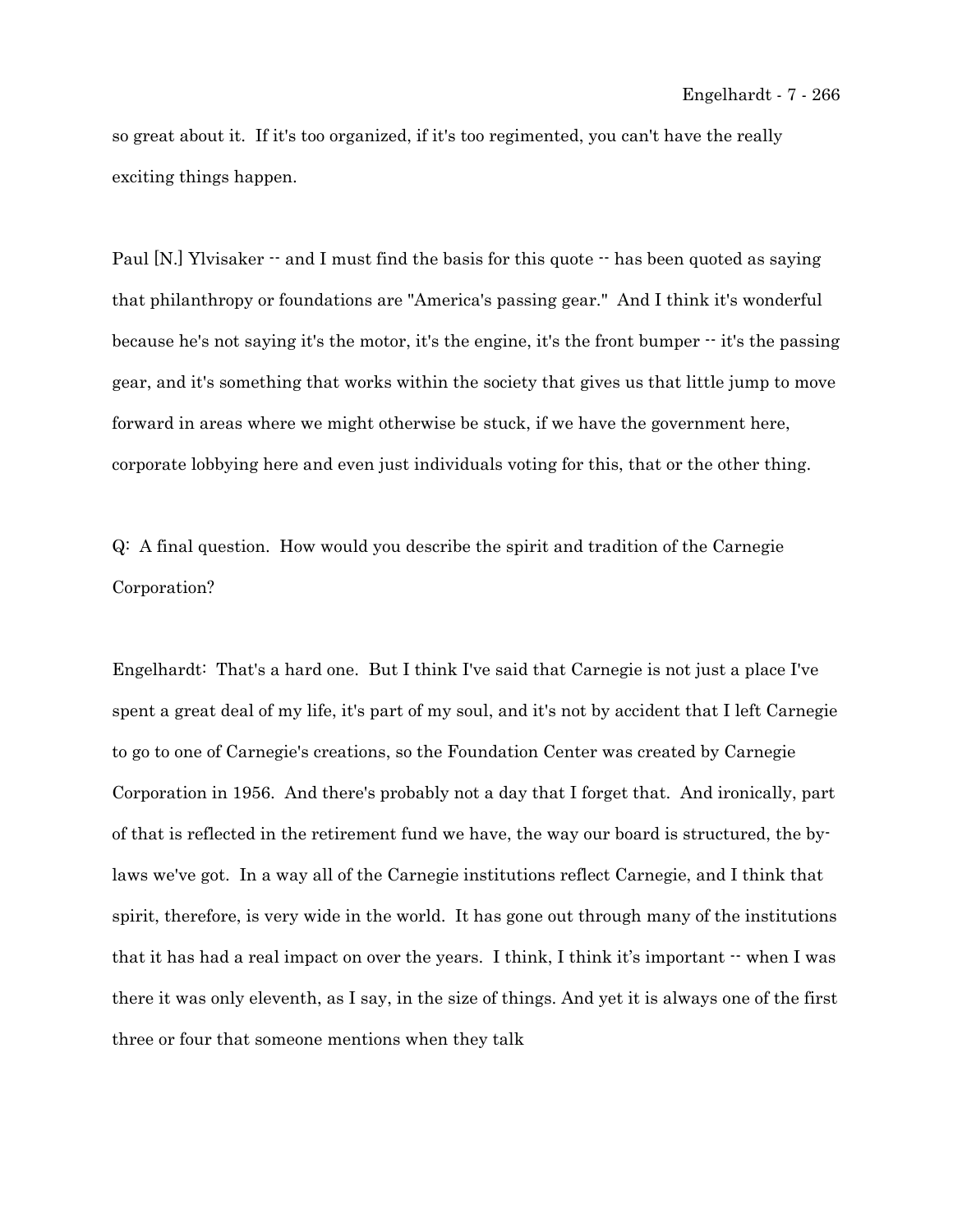so great about it. If it's too organized, if it's too regimented, you can't have the really exciting things happen.

Paul [N.] Ylvisaker -- and I must find the basis for this quote -- has been quoted as saying that philanthropy or foundations are "America's passing gear." And I think it's wonderful because he's not saying it's the motor, it's the engine, it's the front bumper -- it's the passing gear, and it's something that works within the society that gives us that little jump to move forward in areas where we might otherwise be stuck, if we have the government here, corporate lobbying here and even just individuals voting for this, that or the other thing.

Q: A final question. How would you describe the spirit and tradition of the Carnegie Corporation?

Engelhardt: That's a hard one. But I think I've said that Carnegie is not just a place I've spent a great deal of my life, it's part of my soul, and it's not by accident that I left Carnegie to go to one of Carnegie's creations, so the Foundation Center was created by Carnegie Corporation in 1956. And there's probably not a day that I forget that. And ironically, part of that is reflected in the retirement fund we have, the way our board is structured, the by-laws we've got. In a way all of the Carnegie institutions reflect Carnegie, and I think that spirit, therefore, is very wide in the world. It has gone out through many of the institutions that it has had a real impact on over the years. I think, I think it's important -- when I was there it was only eleventh, as I say, in the size of things. And yet it is always one of the first three or four that someone mentions when they talk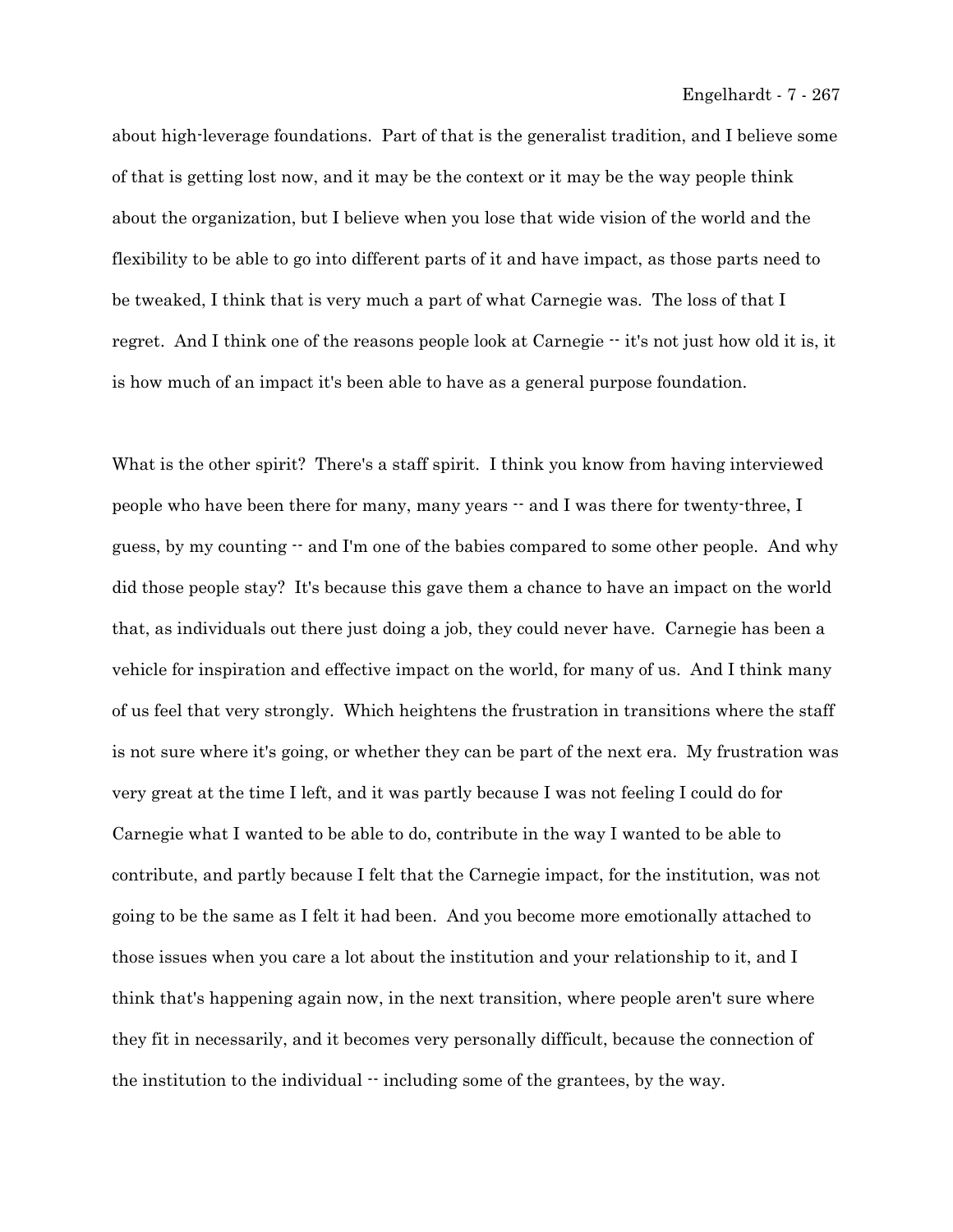about high-leverage foundations. Part of that is the generalist tradition, and I believe some of that is getting lost now, and it may be the context or it may be the way people think about the organization, but I believe when you lose that wide vision of the world and the flexibility to be able to go into different parts of it and have impact, as those parts need to be tweaked, I think that is very much a part of what Carnegie was. The loss of that I regret. And I think one of the reasons people look at Carnegie -- it's not just how old it is, it is how much of an impact it's been able to have as a general purpose foundation.

What is the other spirit? There's a staff spirit. I think you know from having interviewed people who have been there for many, many years -- and I was there for twenty-three, I guess, by my counting -- and I'm one of the babies compared to some other people. And why did those people stay? It's because this gave them a chance to have an impact on the world that, as individuals out there just doing a job, they could never have. Carnegie has been a vehicle for inspiration and effective impact on the world, for many of us. And I think many of us feel that very strongly. Which heightens the frustration in transitions where the staff is not sure where it's going, or whether they can be part of the next era. My frustration was very great at the time I left, and it was partly because I was not feeling I could do for Carnegie what I wanted to be able to do, contribute in the way I wanted to be able to contribute, and partly because I felt that the Carnegie impact, for the institution, was not going to be the same as I felt it had been. And you become more emotionally attached to those issues when you care a lot about the institution and your relationship to it, and I think that's happening again now, in the next transition, where people aren't sure where they fit in necessarily, and it becomes very personally difficult, because the connection of the institution to the individual -- including some of the grantees, by the way.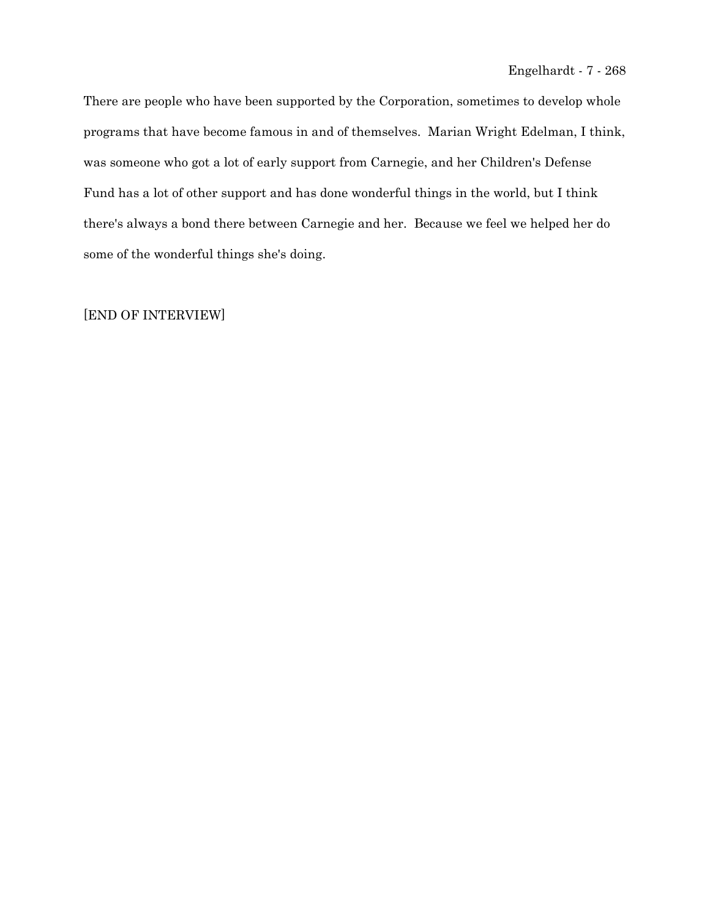There are people who have been supported by the Corporation, sometimes to develop whole programs that have become famous in and of themselves. Marian Wright Edelman, I think, was someone who got a lot of early support from Carnegie, and her Children's Defense Fund has a lot of other support and has done wonderful things in the world, but I think there's always a bond there between Carnegie and her. Because we feel we helped her do some of the wonderful things she's doing.

[END OF INTERVIEW]